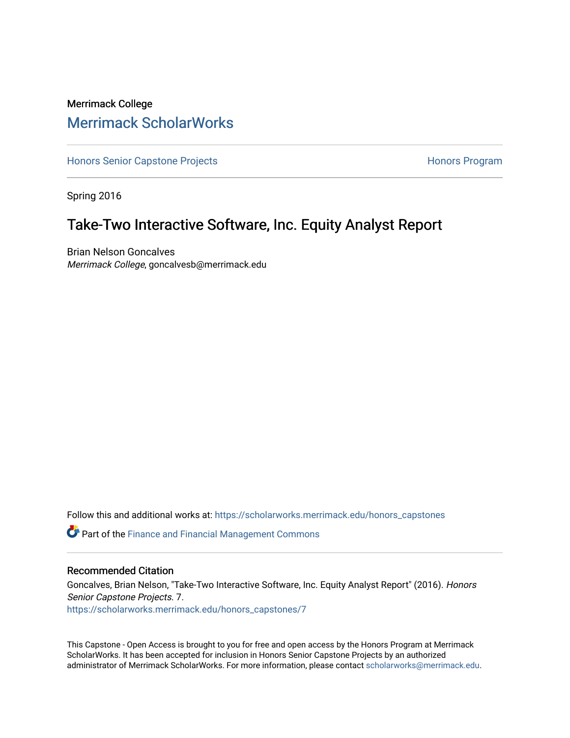Merrimack College

# Merrimack ScholarWorks

Honors Senior Capstone Projects | Honors Program

Spring 2016

## Take-Two Interactive Software, Inc. Equity Analyst Report

Brian Nelson Goncalves
*Merrimack College*, goncalvesb@merrimack.edu

Follow this and additional works at: https://scholarworks.merrimack.edu/honors_capstones

Part of the Finance and Financial Management Commons

### Recommended Citation

Goncalves, Brian Nelson, "Take-Two Interactive Software, Inc. Equity Analyst Report" (2016). *Honors Senior Capstone Projects*. 7.
https://scholarworks.merrimack.edu/honors_capstones/7

This Capstone - Open Access is brought to you for free and open access by the Honors Program at Merrimack ScholarWorks. It has been accepted for inclusion in Honors Senior Capstone Projects by an authorized administrator of Merrimack ScholarWorks. For more information, please contact scholarworks@merrimack.edu.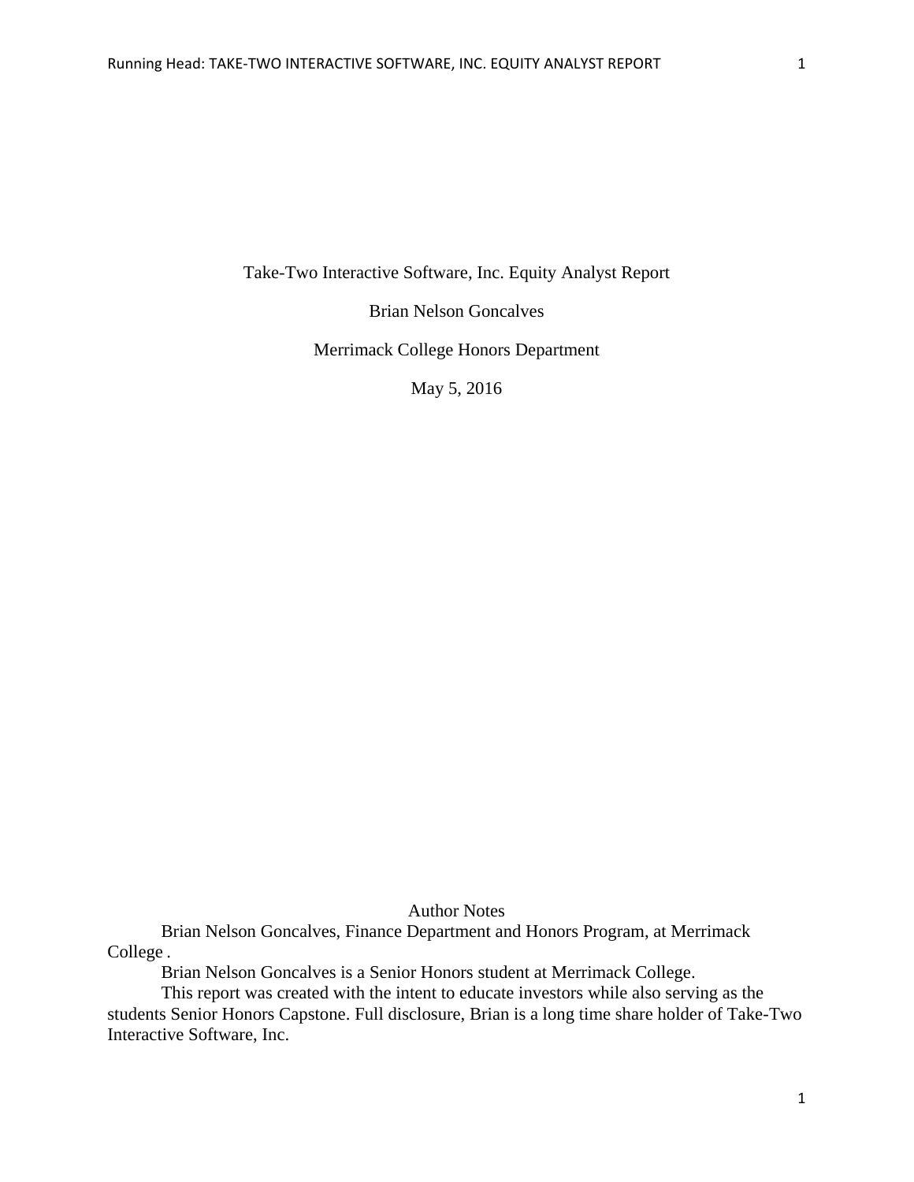Take-Two Interactive Software, Inc. Equity Analyst Report

Brian Nelson Goncalves

Merrimack College Honors Department

May 5, 2016

Author Notes

Brian Nelson Goncalves, Finance Department and Honors Program, at Merrimack College .

Brian Nelson Goncalves is a Senior Honors student at Merrimack College.

This report was created with the intent to educate investors while also serving as the students Senior Honors Capstone. Full disclosure, Brian is a long time share holder of Take-Two Interactive Software, Inc.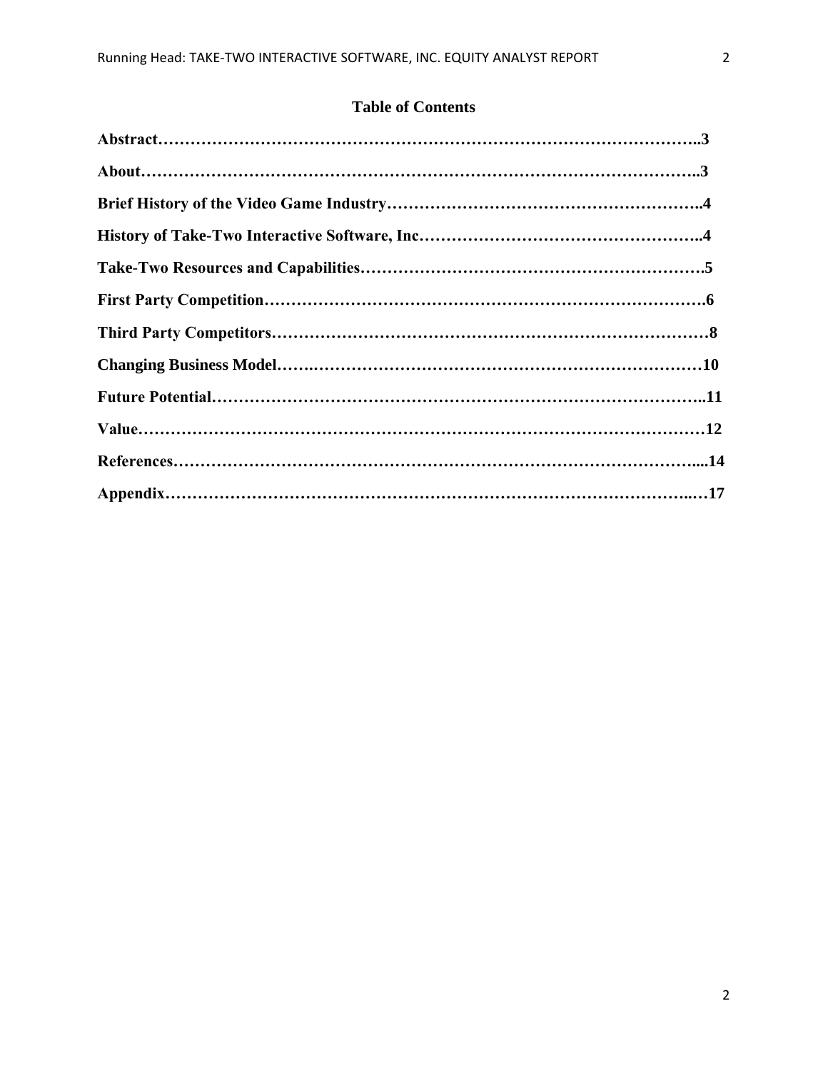## Table of Contents

**Abstract……………………………………………………………………………………..3**

**About……………………………………………………………………………………..3**

**Brief History of the Video Game Industry………………………………………………..4**

**History of Take-Two Interactive Software, Inc…………………………………………..4**

**Take-Two Resources and Capabilities……………………………………………………5**

**First Party Competition……………………………………………………………………6**

**Third Party Competitors……………………………………………………………………8**

**Changing Business Model…….……………………………………………………………10**

**Future Potential……………………………………………………………………………..11**

**Value…………………………………………………………………………………………12**

**References…………………………………………………………………………………...14**

**Appendix……………………………………………………………………………..…17**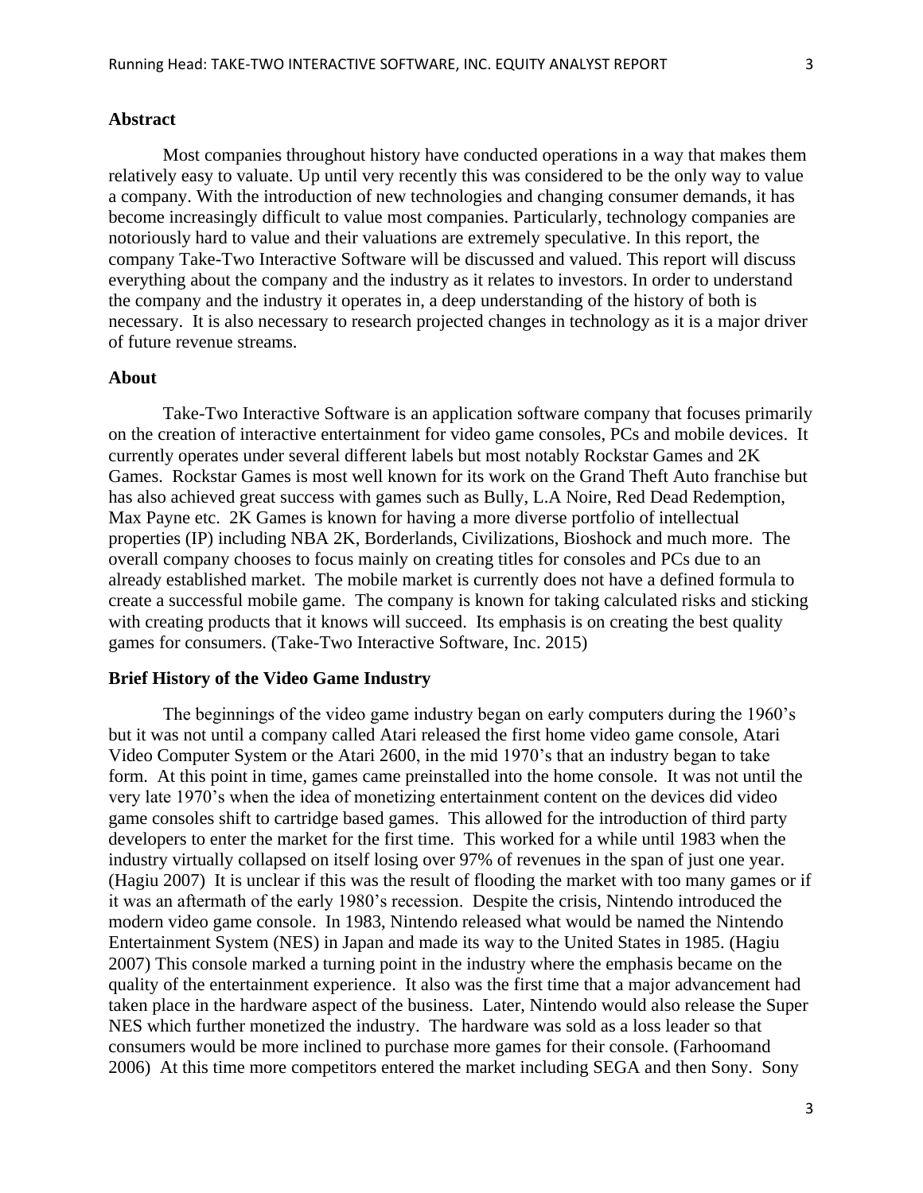## Abstract

Most companies throughout history have conducted operations in a way that makes them relatively easy to valuate. Up until very recently this was considered to be the only way to value a company. With the introduction of new technologies and changing consumer demands, it has become increasingly difficult to value most companies. Particularly, technology companies are notoriously hard to value and their valuations are extremely speculative. In this report, the company Take-Two Interactive Software will be discussed and valued. This report will discuss everything about the company and the industry as it relates to investors. In order to understand the company and the industry it operates in, a deep understanding of the history of both is necessary. It is also necessary to research projected changes in technology as it is a major driver of future revenue streams.

## About

Take-Two Interactive Software is an application software company that focuses primarily on the creation of interactive entertainment for video game consoles, PCs and mobile devices. It currently operates under several different labels but most notably Rockstar Games and 2K Games. Rockstar Games is most well known for its work on the Grand Theft Auto franchise but has also achieved great success with games such as Bully, L.A Noire, Red Dead Redemption, Max Payne etc. 2K Games is known for having a more diverse portfolio of intellectual properties (IP) including NBA 2K, Borderlands, Civilizations, Bioshock and much more. The overall company chooses to focus mainly on creating titles for consoles and PCs due to an already established market. The mobile market is currently does not have a defined formula to create a successful mobile game. The company is known for taking calculated risks and sticking with creating products that it knows will succeed. Its emphasis is on creating the best quality games for consumers. (Take-Two Interactive Software, Inc. 2015)

## Brief History of the Video Game Industry

The beginnings of the video game industry began on early computers during the 1960's but it was not until a company called Atari released the first home video game console, Atari Video Computer System or the Atari 2600, in the mid 1970's that an industry began to take form. At this point in time, games came preinstalled into the home console. It was not until the very late 1970's when the idea of monetizing entertainment content on the devices did video game consoles shift to cartridge based games. This allowed for the introduction of third party developers to enter the market for the first time. This worked for a while until 1983 when the industry virtually collapsed on itself losing over 97% of revenues in the span of just one year. (Hagiu 2007) It is unclear if this was the result of flooding the market with too many games or if it was an aftermath of the early 1980's recession. Despite the crisis, Nintendo introduced the modern video game console. In 1983, Nintendo released what would be named the Nintendo Entertainment System (NES) in Japan and made its way to the United States in 1985. (Hagiu 2007) This console marked a turning point in the industry where the emphasis became on the quality of the entertainment experience. It also was the first time that a major advancement had taken place in the hardware aspect of the business. Later, Nintendo would also release the Super NES which further monetized the industry. The hardware was sold as a loss leader so that consumers would be more inclined to purchase more games for their console. (Farhoomand 2006) At this time more competitors entered the market including SEGA and then Sony. Sony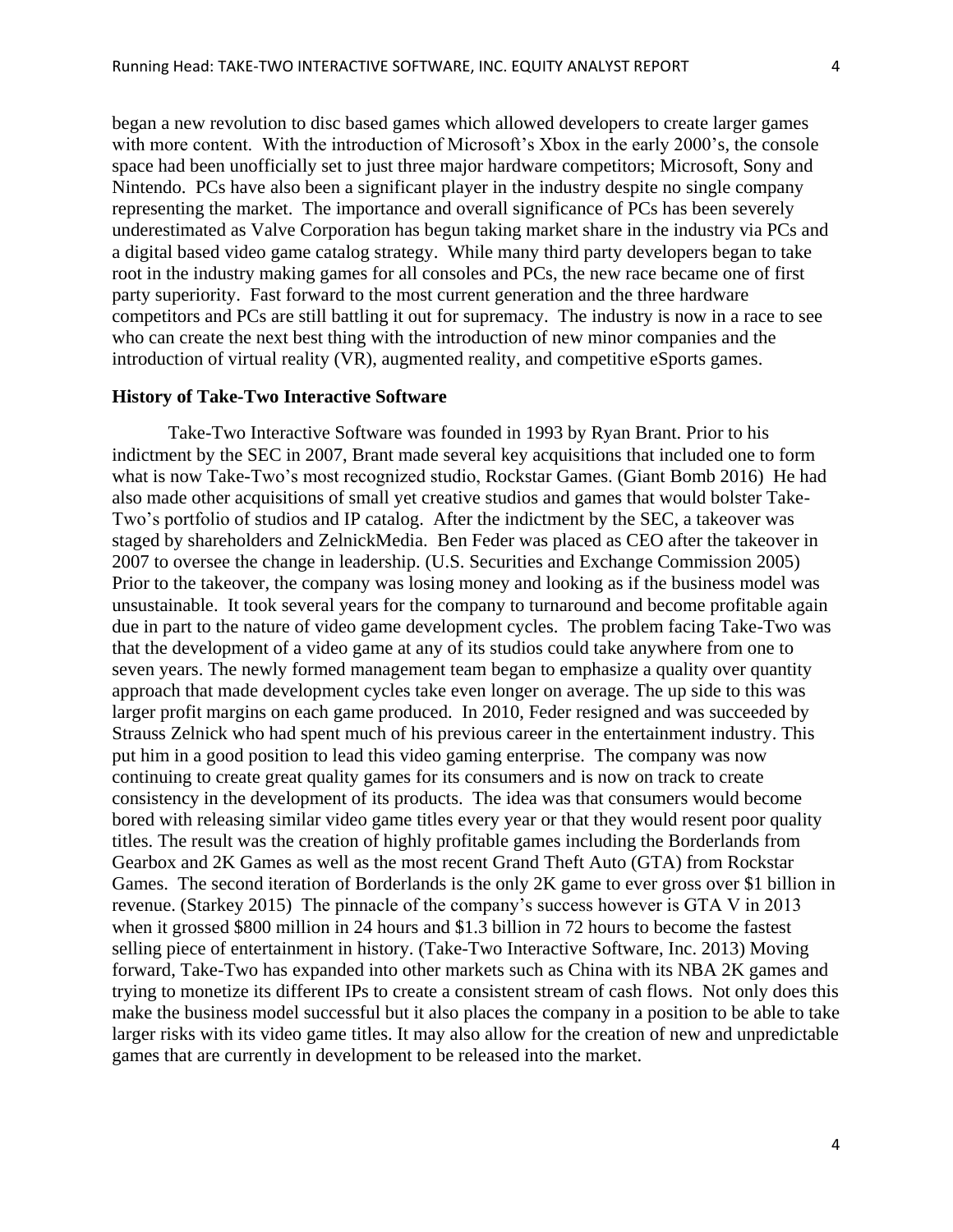began a new revolution to disc based games which allowed developers to create larger games with more content. With the introduction of Microsoft's Xbox in the early 2000's, the console space had been unofficially set to just three major hardware competitors; Microsoft, Sony and Nintendo. PCs have also been a significant player in the industry despite no single company representing the market. The importance and overall significance of PCs has been severely underestimated as Valve Corporation has begun taking market share in the industry via PCs and a digital based video game catalog strategy. While many third party developers began to take root in the industry making games for all consoles and PCs, the new race became one of first party superiority. Fast forward to the most current generation and the three hardware competitors and PCs are still battling it out for supremacy. The industry is now in a race to see who can create the next best thing with the introduction of new minor companies and the introduction of virtual reality (VR), augmented reality, and competitive eSports games.

**History of Take-Two Interactive Software**

Take-Two Interactive Software was founded in 1993 by Ryan Brant. Prior to his indictment by the SEC in 2007, Brant made several key acquisitions that included one to form what is now Take-Two's most recognized studio, Rockstar Games. (Giant Bomb 2016) He had also made other acquisitions of small yet creative studios and games that would bolster Take-Two's portfolio of studios and IP catalog. After the indictment by the SEC, a takeover was staged by shareholders and ZelnickMedia. Ben Feder was placed as CEO after the takeover in 2007 to oversee the change in leadership. (U.S. Securities and Exchange Commission 2005) Prior to the takeover, the company was losing money and looking as if the business model was unsustainable. It took several years for the company to turnaround and become profitable again due in part to the nature of video game development cycles. The problem facing Take-Two was that the development of a video game at any of its studios could take anywhere from one to seven years. The newly formed management team began to emphasize a quality over quantity approach that made development cycles take even longer on average. The up side to this was larger profit margins on each game produced. In 2010, Feder resigned and was succeeded by Strauss Zelnick who had spent much of his previous career in the entertainment industry. This put him in a good position to lead this video gaming enterprise. The company was now continuing to create great quality games for its consumers and is now on track to create consistency in the development of its products. The idea was that consumers would become bored with releasing similar video game titles every year or that they would resent poor quality titles. The result was the creation of highly profitable games including the Borderlands from Gearbox and 2K Games as well as the most recent Grand Theft Auto (GTA) from Rockstar Games. The second iteration of Borderlands is the only 2K game to ever gross over $1 billion in revenue. (Starkey 2015) The pinnacle of the company's success however is GTA V in 2013 when it grossed $800 million in 24 hours and $1.3 billion in 72 hours to become the fastest selling piece of entertainment in history. (Take-Two Interactive Software, Inc. 2013) Moving forward, Take-Two has expanded into other markets such as China with its NBA 2K games and trying to monetize its different IPs to create a consistent stream of cash flows. Not only does this make the business model successful but it also places the company in a position to be able to take larger risks with its video game titles. It may also allow for the creation of new and unpredictable games that are currently in development to be released into the market.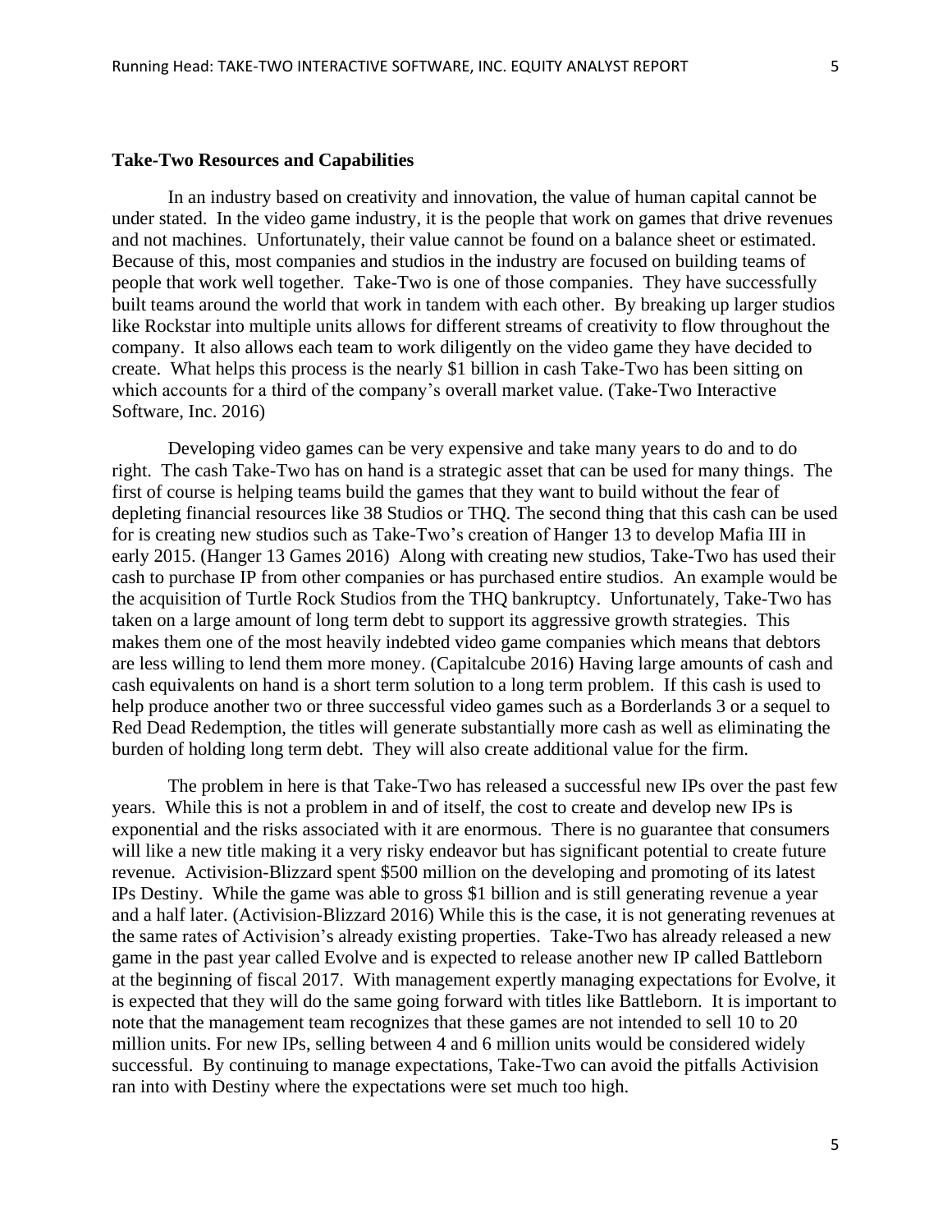**Take-Two Resources and Capabilities**

In an industry based on creativity and innovation, the value of human capital cannot be under stated. In the video game industry, it is the people that work on games that drive revenues and not machines. Unfortunately, their value cannot be found on a balance sheet or estimated. Because of this, most companies and studios in the industry are focused on building teams of people that work well together. Take-Two is one of those companies. They have successfully built teams around the world that work in tandem with each other. By breaking up larger studios like Rockstar into multiple units allows for different streams of creativity to flow throughout the company. It also allows each team to work diligently on the video game they have decided to create. What helps this process is the nearly $1 billion in cash Take-Two has been sitting on which accounts for a third of the company's overall market value. (Take-Two Interactive Software, Inc. 2016)

Developing video games can be very expensive and take many years to do and to do right. The cash Take-Two has on hand is a strategic asset that can be used for many things. The first of course is helping teams build the games that they want to build without the fear of depleting financial resources like 38 Studios or THQ. The second thing that this cash can be used for is creating new studios such as Take-Two's creation of Hanger 13 to develop Mafia III in early 2015. (Hanger 13 Games 2016) Along with creating new studios, Take-Two has used their cash to purchase IP from other companies or has purchased entire studios. An example would be the acquisition of Turtle Rock Studios from the THQ bankruptcy. Unfortunately, Take-Two has taken on a large amount of long term debt to support its aggressive growth strategies. This makes them one of the most heavily indebted video game companies which means that debtors are less willing to lend them more money. (Capitalcube 2016) Having large amounts of cash and cash equivalents on hand is a short term solution to a long term problem. If this cash is used to help produce another two or three successful video games such as a Borderlands 3 or a sequel to Red Dead Redemption, the titles will generate substantially more cash as well as eliminating the burden of holding long term debt. They will also create additional value for the firm.

The problem in here is that Take-Two has released a successful new IPs over the past few years. While this is not a problem in and of itself, the cost to create and develop new IPs is exponential and the risks associated with it are enormous. There is no guarantee that consumers will like a new title making it a very risky endeavor but has significant potential to create future revenue. Activision-Blizzard spent $500 million on the developing and promoting of its latest IPs Destiny. While the game was able to gross $1 billion and is still generating revenue a year and a half later. (Activision-Blizzard 2016) While this is the case, it is not generating revenues at the same rates of Activision's already existing properties. Take-Two has already released a new game in the past year called Evolve and is expected to release another new IP called Battleborn at the beginning of fiscal 2017. With management expertly managing expectations for Evolve, it is expected that they will do the same going forward with titles like Battleborn. It is important to note that the management team recognizes that these games are not intended to sell 10 to 20 million units. For new IPs, selling between 4 and 6 million units would be considered widely successful. By continuing to manage expectations, Take-Two can avoid the pitfalls Activision ran into with Destiny where the expectations were set much too high.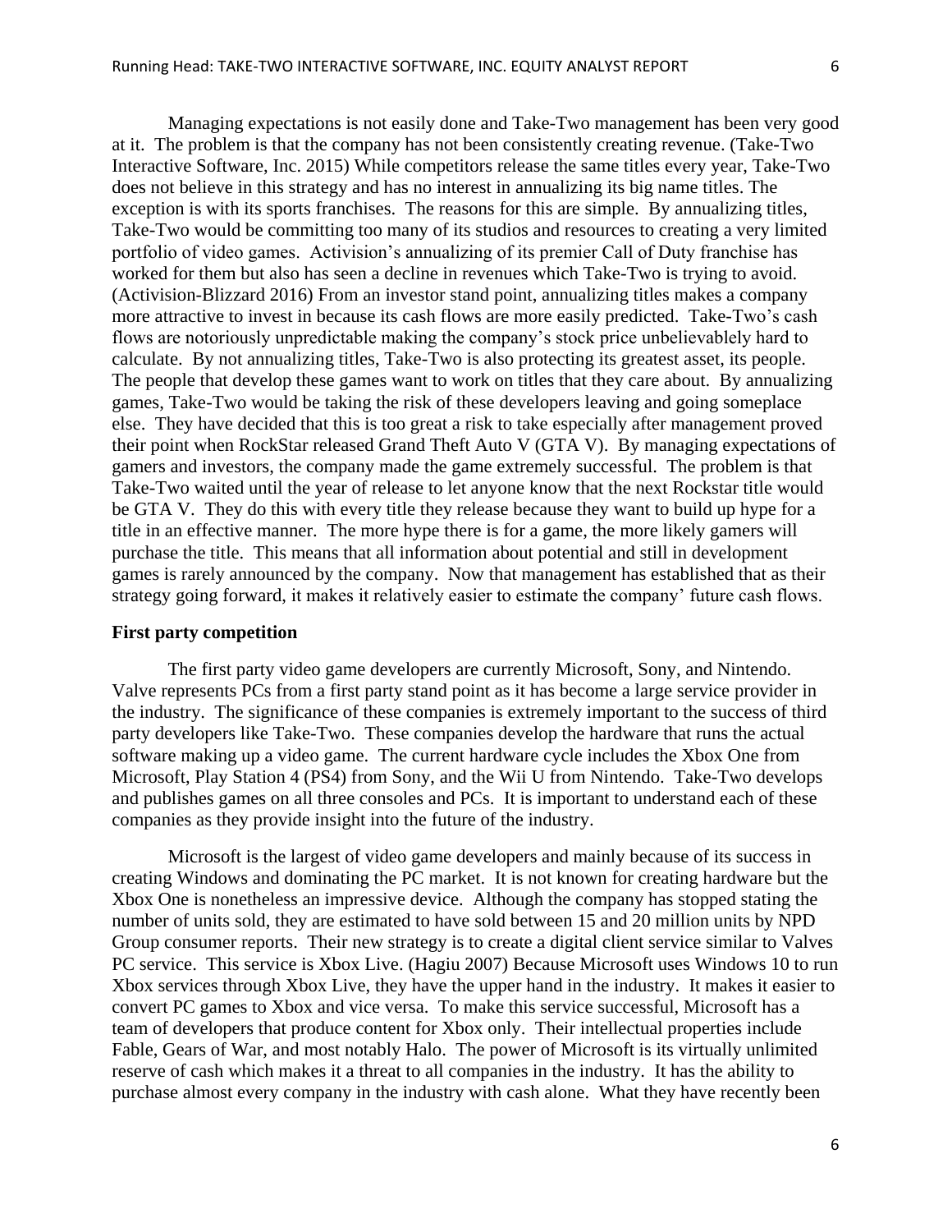Managing expectations is not easily done and Take-Two management has been very good at it. The problem is that the company has not been consistently creating revenue. (Take-Two Interactive Software, Inc. 2015) While competitors release the same titles every year, Take-Two does not believe in this strategy and has no interest in annualizing its big name titles. The exception is with its sports franchises. The reasons for this are simple. By annualizing titles, Take-Two would be committing too many of its studios and resources to creating a very limited portfolio of video games. Activision's annualizing of its premier Call of Duty franchise has worked for them but also has seen a decline in revenues which Take-Two is trying to avoid. (Activision-Blizzard 2016) From an investor stand point, annualizing titles makes a company more attractive to invest in because its cash flows are more easily predicted. Take-Two's cash flows are notoriously unpredictable making the company's stock price unbelievablely hard to calculate. By not annualizing titles, Take-Two is also protecting its greatest asset, its people. The people that develop these games want to work on titles that they care about. By annualizing games, Take-Two would be taking the risk of these developers leaving and going someplace else. They have decided that this is too great a risk to take especially after management proved their point when RockStar released Grand Theft Auto V (GTA V). By managing expectations of gamers and investors, the company made the game extremely successful. The problem is that Take-Two waited until the year of release to let anyone know that the next Rockstar title would be GTA V. They do this with every title they release because they want to build up hype for a title in an effective manner. The more hype there is for a game, the more likely gamers will purchase the title. This means that all information about potential and still in development games is rarely announced by the company. Now that management has established that as their strategy going forward, it makes it relatively easier to estimate the company' future cash flows.

**First party competition**

The first party video game developers are currently Microsoft, Sony, and Nintendo. Valve represents PCs from a first party stand point as it has become a large service provider in the industry. The significance of these companies is extremely important to the success of third party developers like Take-Two. These companies develop the hardware that runs the actual software making up a video game. The current hardware cycle includes the Xbox One from Microsoft, Play Station 4 (PS4) from Sony, and the Wii U from Nintendo. Take-Two develops and publishes games on all three consoles and PCs. It is important to understand each of these companies as they provide insight into the future of the industry.

Microsoft is the largest of video game developers and mainly because of its success in creating Windows and dominating the PC market. It is not known for creating hardware but the Xbox One is nonetheless an impressive device. Although the company has stopped stating the number of units sold, they are estimated to have sold between 15 and 20 million units by NPD Group consumer reports. Their new strategy is to create a digital client service similar to Valves PC service. This service is Xbox Live. (Hagiu 2007) Because Microsoft uses Windows 10 to run Xbox services through Xbox Live, they have the upper hand in the industry. It makes it easier to convert PC games to Xbox and vice versa. To make this service successful, Microsoft has a team of developers that produce content for Xbox only. Their intellectual properties include Fable, Gears of War, and most notably Halo. The power of Microsoft is its virtually unlimited reserve of cash which makes it a threat to all companies in the industry. It has the ability to purchase almost every company in the industry with cash alone. What they have recently been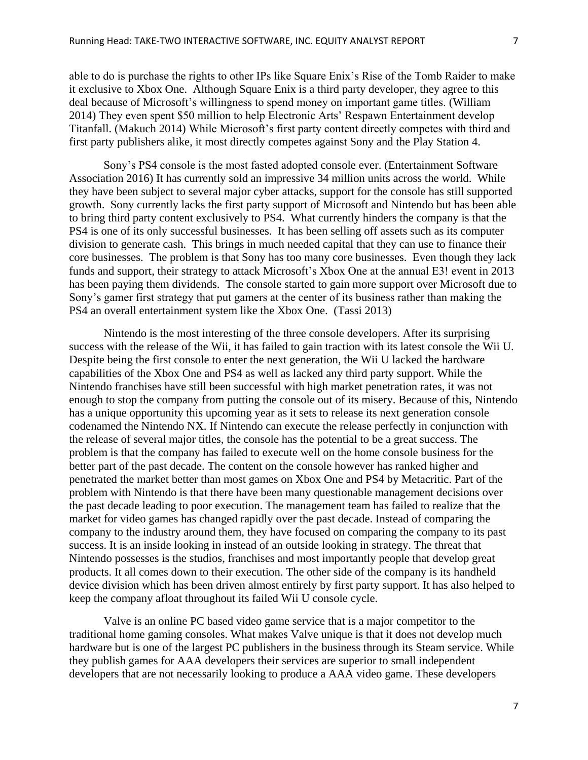able to do is purchase the rights to other IPs like Square Enix's Rise of the Tomb Raider to make it exclusive to Xbox One. Although Square Enix is a third party developer, they agree to this deal because of Microsoft's willingness to spend money on important game titles. (William 2014) They even spent $50 million to help Electronic Arts' Respawn Entertainment develop Titanfall. (Makuch 2014) While Microsoft's first party content directly competes with third and first party publishers alike, it most directly competes against Sony and the Play Station 4.

Sony's PS4 console is the most fasted adopted console ever. (Entertainment Software Association 2016) It has currently sold an impressive 34 million units across the world. While they have been subject to several major cyber attacks, support for the console has still supported growth. Sony currently lacks the first party support of Microsoft and Nintendo but has been able to bring third party content exclusively to PS4. What currently hinders the company is that the PS4 is one of its only successful businesses. It has been selling off assets such as its computer division to generate cash. This brings in much needed capital that they can use to finance their core businesses. The problem is that Sony has too many core businesses. Even though they lack funds and support, their strategy to attack Microsoft's Xbox One at the annual E3! event in 2013 has been paying them dividends. The console started to gain more support over Microsoft due to Sony's gamer first strategy that put gamers at the center of its business rather than making the PS4 an overall entertainment system like the Xbox One. (Tassi 2013)

Nintendo is the most interesting of the three console developers. After its surprising success with the release of the Wii, it has failed to gain traction with its latest console the Wii U. Despite being the first console to enter the next generation, the Wii U lacked the hardware capabilities of the Xbox One and PS4 as well as lacked any third party support. While the Nintendo franchises have still been successful with high market penetration rates, it was not enough to stop the company from putting the console out of its misery. Because of this, Nintendo has a unique opportunity this upcoming year as it sets to release its next generation console codenamed the Nintendo NX. If Nintendo can execute the release perfectly in conjunction with the release of several major titles, the console has the potential to be a great success. The problem is that the company has failed to execute well on the home console business for the better part of the past decade. The content on the console however has ranked higher and penetrated the market better than most games on Xbox One and PS4 by Metacritic. Part of the problem with Nintendo is that there have been many questionable management decisions over the past decade leading to poor execution. The management team has failed to realize that the market for video games has changed rapidly over the past decade. Instead of comparing the company to the industry around them, they have focused on comparing the company to its past success. It is an inside looking in instead of an outside looking in strategy. The threat that Nintendo possesses is the studios, franchises and most importantly people that develop great products. It all comes down to their execution. The other side of the company is its handheld device division which has been driven almost entirely by first party support. It has also helped to keep the company afloat throughout its failed Wii U console cycle.

Valve is an online PC based video game service that is a major competitor to the traditional home gaming consoles. What makes Valve unique is that it does not develop much hardware but is one of the largest PC publishers in the business through its Steam service. While they publish games for AAA developers their services are superior to small independent developers that are not necessarily looking to produce a AAA video game. These developers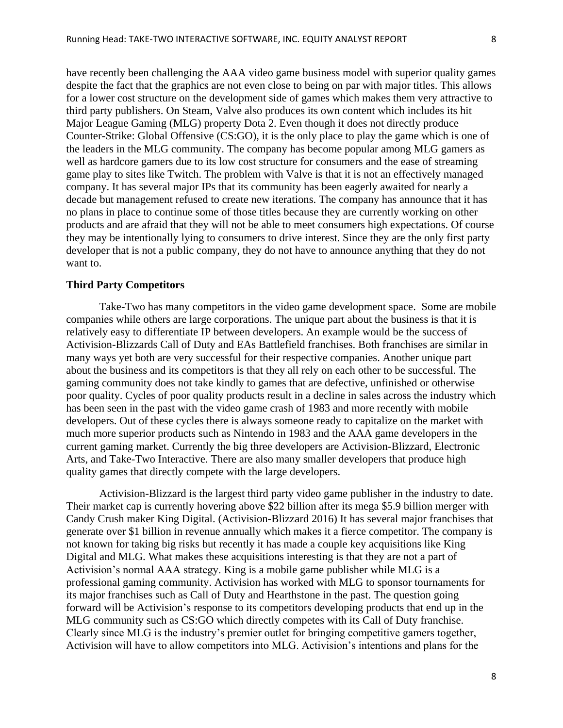have recently been challenging the AAA video game business model with superior quality games despite the fact that the graphics are not even close to being on par with major titles. This allows for a lower cost structure on the development side of games which makes them very attractive to third party publishers. On Steam, Valve also produces its own content which includes its hit Major League Gaming (MLG) property Dota 2. Even though it does not directly produce Counter-Strike: Global Offensive (CS:GO), it is the only place to play the game which is one of the leaders in the MLG community. The company has become popular among MLG gamers as well as hardcore gamers due to its low cost structure for consumers and the ease of streaming game play to sites like Twitch. The problem with Valve is that it is not an effectively managed company. It has several major IPs that its community has been eagerly awaited for nearly a decade but management refused to create new iterations. The company has announce that it has no plans in place to continue some of those titles because they are currently working on other products and are afraid that they will not be able to meet consumers high expectations. Of course they may be intentionally lying to consumers to drive interest. Since they are the only first party developer that is not a public company, they do not have to announce anything that they do not want to.

### Third Party Competitors

Take-Two has many competitors in the video game development space. Some are mobile companies while others are large corporations. The unique part about the business is that it is relatively easy to differentiate IP between developers. An example would be the success of Activision-Blizzards Call of Duty and EAs Battlefield franchises. Both franchises are similar in many ways yet both are very successful for their respective companies. Another unique part about the business and its competitors is that they all rely on each other to be successful. The gaming community does not take kindly to games that are defective, unfinished or otherwise poor quality. Cycles of poor quality products result in a decline in sales across the industry which has been seen in the past with the video game crash of 1983 and more recently with mobile developers. Out of these cycles there is always someone ready to capitalize on the market with much more superior products such as Nintendo in 1983 and the AAA game developers in the current gaming market. Currently the big three developers are Activision-Blizzard, Electronic Arts, and Take-Two Interactive. There are also many smaller developers that produce high quality games that directly compete with the large developers.

Activision-Blizzard is the largest third party video game publisher in the industry to date. Their market cap is currently hovering above $22 billion after its mega $5.9 billion merger with Candy Crush maker King Digital. (Activision-Blizzard 2016) It has several major franchises that generate over $1 billion in revenue annually which makes it a fierce competitor. The company is not known for taking big risks but recently it has made a couple key acquisitions like King Digital and MLG. What makes these acquisitions interesting is that they are not a part of Activision's normal AAA strategy. King is a mobile game publisher while MLG is a professional gaming community. Activision has worked with MLG to sponsor tournaments for its major franchises such as Call of Duty and Hearthstone in the past. The question going forward will be Activision's response to its competitors developing products that end up in the MLG community such as CS:GO which directly competes with its Call of Duty franchise. Clearly since MLG is the industry's premier outlet for bringing competitive gamers together, Activision will have to allow competitors into MLG. Activision's intentions and plans for the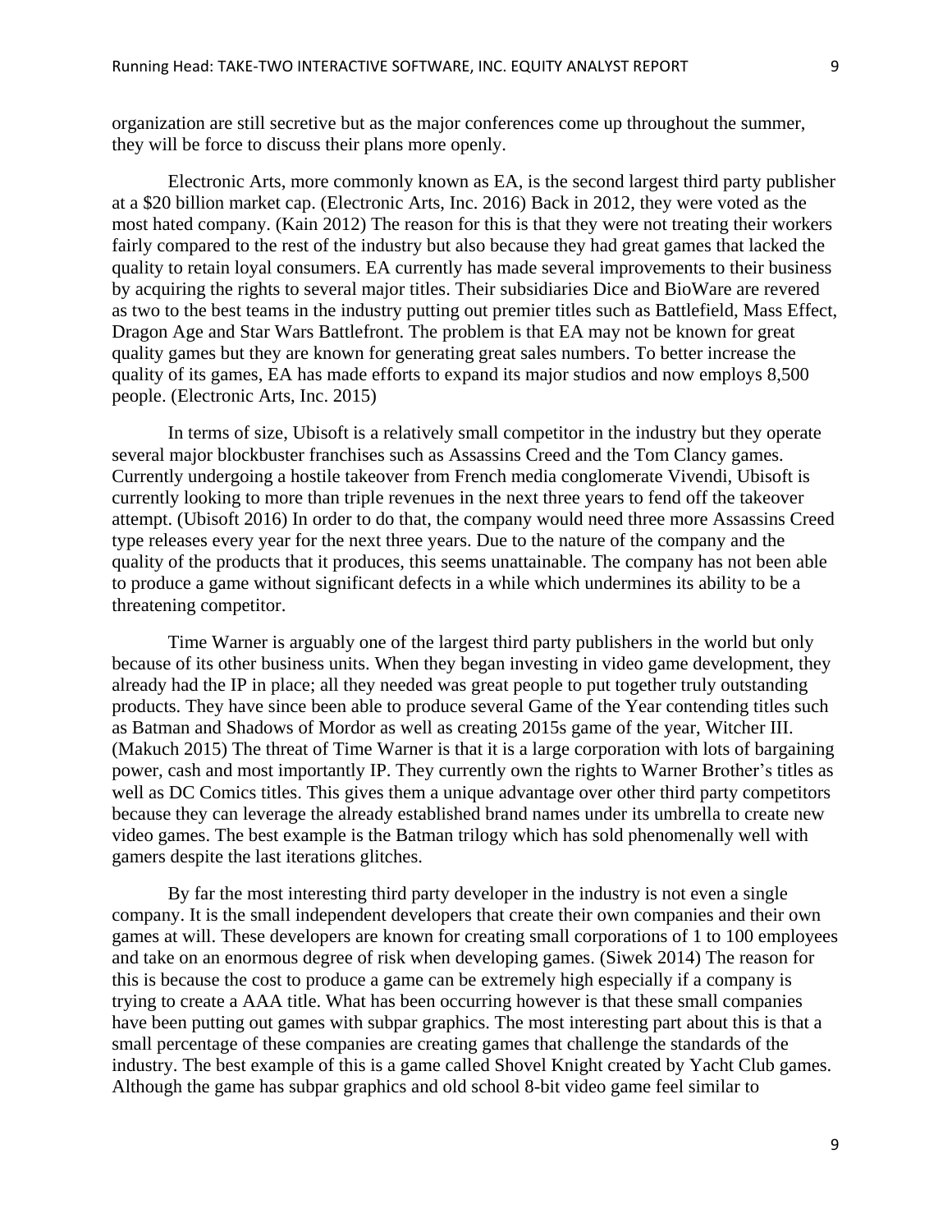organization are still secretive but as the major conferences come up throughout the summer, they will be force to discuss their plans more openly.

Electronic Arts, more commonly known as EA, is the second largest third party publisher at a $20 billion market cap. (Electronic Arts, Inc. 2016) Back in 2012, they were voted as the most hated company. (Kain 2012) The reason for this is that they were not treating their workers fairly compared to the rest of the industry but also because they had great games that lacked the quality to retain loyal consumers. EA currently has made several improvements to their business by acquiring the rights to several major titles. Their subsidiaries Dice and BioWare are revered as two to the best teams in the industry putting out premier titles such as Battlefield, Mass Effect, Dragon Age and Star Wars Battlefront. The problem is that EA may not be known for great quality games but they are known for generating great sales numbers. To better increase the quality of its games, EA has made efforts to expand its major studios and now employs 8,500 people. (Electronic Arts, Inc. 2015)

In terms of size, Ubisoft is a relatively small competitor in the industry but they operate several major blockbuster franchises such as Assassins Creed and the Tom Clancy games. Currently undergoing a hostile takeover from French media conglomerate Vivendi, Ubisoft is currently looking to more than triple revenues in the next three years to fend off the takeover attempt. (Ubisoft 2016) In order to do that, the company would need three more Assassins Creed type releases every year for the next three years. Due to the nature of the company and the quality of the products that it produces, this seems unattainable. The company has not been able to produce a game without significant defects in a while which undermines its ability to be a threatening competitor.

Time Warner is arguably one of the largest third party publishers in the world but only because of its other business units. When they began investing in video game development, they already had the IP in place; all they needed was great people to put together truly outstanding products. They have since been able to produce several Game of the Year contending titles such as Batman and Shadows of Mordor as well as creating 2015s game of the year, Witcher III. (Makuch 2015) The threat of Time Warner is that it is a large corporation with lots of bargaining power, cash and most importantly IP. They currently own the rights to Warner Brother's titles as well as DC Comics titles. This gives them a unique advantage over other third party competitors because they can leverage the already established brand names under its umbrella to create new video games. The best example is the Batman trilogy which has sold phenomenally well with gamers despite the last iterations glitches.

By far the most interesting third party developer in the industry is not even a single company. It is the small independent developers that create their own companies and their own games at will. These developers are known for creating small corporations of 1 to 100 employees and take on an enormous degree of risk when developing games. (Siwek 2014) The reason for this is because the cost to produce a game can be extremely high especially if a company is trying to create a AAA title. What has been occurring however is that these small companies have been putting out games with subpar graphics. The most interesting part about this is that a small percentage of these companies are creating games that challenge the standards of the industry. The best example of this is a game called Shovel Knight created by Yacht Club games. Although the game has subpar graphics and old school 8-bit video game feel similar to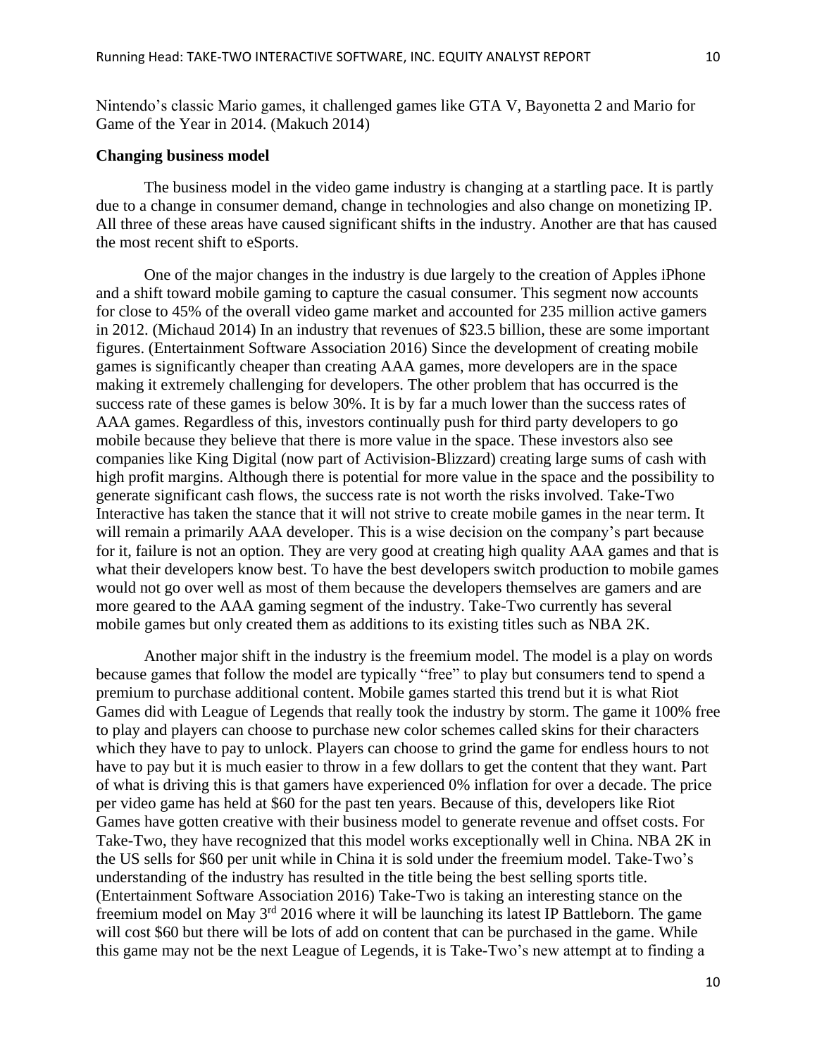Nintendo's classic Mario games, it challenged games like GTA V, Bayonetta 2 and Mario for Game of the Year in 2014. (Makuch 2014)

**Changing business model**

The business model in the video game industry is changing at a startling pace. It is partly due to a change in consumer demand, change in technologies and also change on monetizing IP. All three of these areas have caused significant shifts in the industry. Another are that has caused the most recent shift to eSports.

One of the major changes in the industry is due largely to the creation of Apples iPhone and a shift toward mobile gaming to capture the casual consumer. This segment now accounts for close to 45% of the overall video game market and accounted for 235 million active gamers in 2012. (Michaud 2014) In an industry that revenues of $23.5 billion, these are some important figures. (Entertainment Software Association 2016) Since the development of creating mobile games is significantly cheaper than creating AAA games, more developers are in the space making it extremely challenging for developers. The other problem that has occurred is the success rate of these games is below 30%. It is by far a much lower than the success rates of AAA games. Regardless of this, investors continually push for third party developers to go mobile because they believe that there is more value in the space. These investors also see companies like King Digital (now part of Activision-Blizzard) creating large sums of cash with high profit margins. Although there is potential for more value in the space and the possibility to generate significant cash flows, the success rate is not worth the risks involved. Take-Two Interactive has taken the stance that it will not strive to create mobile games in the near term. It will remain a primarily AAA developer. This is a wise decision on the company's part because for it, failure is not an option. They are very good at creating high quality AAA games and that is what their developers know best. To have the best developers switch production to mobile games would not go over well as most of them because the developers themselves are gamers and are more geared to the AAA gaming segment of the industry. Take-Two currently has several mobile games but only created them as additions to its existing titles such as NBA 2K.

Another major shift in the industry is the freemium model. The model is a play on words because games that follow the model are typically "free" to play but consumers tend to spend a premium to purchase additional content. Mobile games started this trend but it is what Riot Games did with League of Legends that really took the industry by storm. The game it 100% free to play and players can choose to purchase new color schemes called skins for their characters which they have to pay to unlock. Players can choose to grind the game for endless hours to not have to pay but it is much easier to throw in a few dollars to get the content that they want. Part of what is driving this is that gamers have experienced 0% inflation for over a decade. The price per video game has held at $60 for the past ten years. Because of this, developers like Riot Games have gotten creative with their business model to generate revenue and offset costs. For Take-Two, they have recognized that this model works exceptionally well in China. NBA 2K in the US sells for $60 per unit while in China it is sold under the freemium model. Take-Two's understanding of the industry has resulted in the title being the best selling sports title. (Entertainment Software Association 2016) Take-Two is taking an interesting stance on the freemium model on May 3rd 2016 where it will be launching its latest IP Battleborn. The game will cost $60 but there will be lots of add on content that can be purchased in the game. While this game may not be the next League of Legends, it is Take-Two's new attempt at to finding a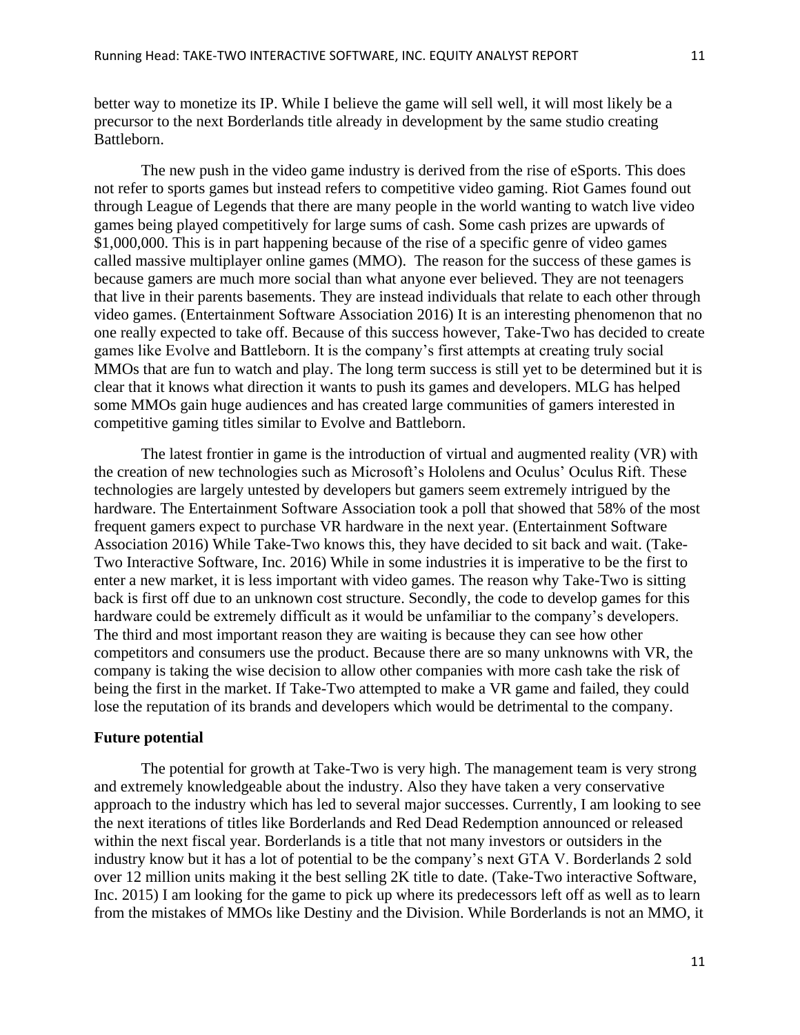better way to monetize its IP. While I believe the game will sell well, it will most likely be a precursor to the next Borderlands title already in development by the same studio creating Battleborn.

The new push in the video game industry is derived from the rise of eSports. This does not refer to sports games but instead refers to competitive video gaming. Riot Games found out through League of Legends that there are many people in the world wanting to watch live video games being played competitively for large sums of cash. Some cash prizes are upwards of $1,000,000. This is in part happening because of the rise of a specific genre of video games called massive multiplayer online games (MMO). The reason for the success of these games is because gamers are much more social than what anyone ever believed. They are not teenagers that live in their parents basements. They are instead individuals that relate to each other through video games. (Entertainment Software Association 2016) It is an interesting phenomenon that no one really expected to take off. Because of this success however, Take-Two has decided to create games like Evolve and Battleborn. It is the company's first attempts at creating truly social MMOs that are fun to watch and play. The long term success is still yet to be determined but it is clear that it knows what direction it wants to push its games and developers. MLG has helped some MMOs gain huge audiences and has created large communities of gamers interested in competitive gaming titles similar to Evolve and Battleborn.

The latest frontier in game is the introduction of virtual and augmented reality (VR) with the creation of new technologies such as Microsoft's Hololens and Oculus' Oculus Rift. These technologies are largely untested by developers but gamers seem extremely intrigued by the hardware. The Entertainment Software Association took a poll that showed that 58% of the most frequent gamers expect to purchase VR hardware in the next year. (Entertainment Software Association 2016) While Take-Two knows this, they have decided to sit back and wait. (Take-Two Interactive Software, Inc. 2016) While in some industries it is imperative to be the first to enter a new market, it is less important with video games. The reason why Take-Two is sitting back is first off due to an unknown cost structure. Secondly, the code to develop games for this hardware could be extremely difficult as it would be unfamiliar to the company's developers. The third and most important reason they are waiting is because they can see how other competitors and consumers use the product. Because there are so many unknowns with VR, the company is taking the wise decision to allow other companies with more cash take the risk of being the first in the market. If Take-Two attempted to make a VR game and failed, they could lose the reputation of its brands and developers which would be detrimental to the company.

**Future potential**

The potential for growth at Take-Two is very high. The management team is very strong and extremely knowledgeable about the industry. Also they have taken a very conservative approach to the industry which has led to several major successes. Currently, I am looking to see the next iterations of titles like Borderlands and Red Dead Redemption announced or released within the next fiscal year. Borderlands is a title that not many investors or outsiders in the industry know but it has a lot of potential to be the company's next GTA V. Borderlands 2 sold over 12 million units making it the best selling 2K title to date. (Take-Two interactive Software, Inc. 2015) I am looking for the game to pick up where its predecessors left off as well as to learn from the mistakes of MMOs like Destiny and the Division. While Borderlands is not an MMO, it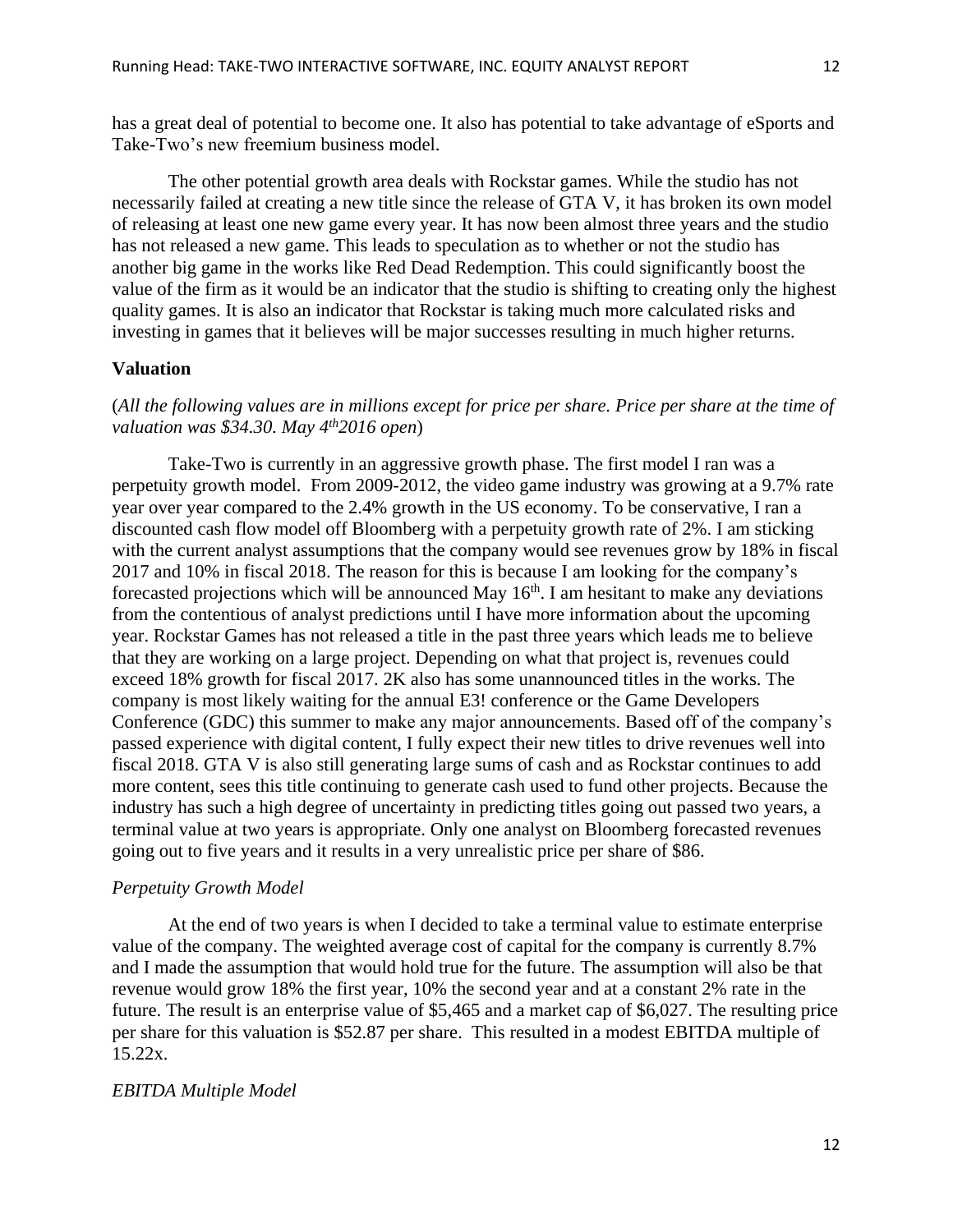has a great deal of potential to become one. It also has potential to take advantage of eSports and Take-Two's new freemium business model.

The other potential growth area deals with Rockstar games. While the studio has not necessarily failed at creating a new title since the release of GTA V, it has broken its own model of releasing at least one new game every year. It has now been almost three years and the studio has not released a new game. This leads to speculation as to whether or not the studio has another big game in the works like Red Dead Redemption. This could significantly boost the value of the firm as it would be an indicator that the studio is shifting to creating only the highest quality games. It is also an indicator that Rockstar is taking much more calculated risks and investing in games that it believes will be major successes resulting in much higher returns.

**Valuation**

(*All the following values are in millions except for price per share. Price per share at the time of valuation was $34.30. May 4th 2016 open*)

Take-Two is currently in an aggressive growth phase. The first model I ran was a perpetuity growth model. From 2009-2012, the video game industry was growing at a 9.7% rate year over year compared to the 2.4% growth in the US economy. To be conservative, I ran a discounted cash flow model off Bloomberg with a perpetuity growth rate of 2%. I am sticking with the current analyst assumptions that the company would see revenues grow by 18% in fiscal 2017 and 10% in fiscal 2018. The reason for this is because I am looking for the company's forecasted projections which will be announced May 16th. I am hesitant to make any deviations from the contentious of analyst predictions until I have more information about the upcoming year. Rockstar Games has not released a title in the past three years which leads me to believe that they are working on a large project. Depending on what that project is, revenues could exceed 18% growth for fiscal 2017. 2K also has some unannounced titles in the works. The company is most likely waiting for the annual E3! conference or the Game Developers Conference (GDC) this summer to make any major announcements. Based off of the company's passed experience with digital content, I fully expect their new titles to drive revenues well into fiscal 2018. GTA V is also still generating large sums of cash and as Rockstar continues to add more content, sees this title continuing to generate cash used to fund other projects. Because the industry has such a high degree of uncertainty in predicting titles going out passed two years, a terminal value at two years is appropriate. Only one analyst on Bloomberg forecasted revenues going out to five years and it results in a very unrealistic price per share of $86.

*Perpetuity Growth Model*

At the end of two years is when I decided to take a terminal value to estimate enterprise value of the company. The weighted average cost of capital for the company is currently 8.7% and I made the assumption that would hold true for the future. The assumption will also be that revenue would grow 18% the first year, 10% the second year and at a constant 2% rate in the future. The result is an enterprise value of $5,465 and a market cap of $6,027. The resulting price per share for this valuation is $52.87 per share. This resulted in a modest EBITDA multiple of 15.22x.

*EBITDA Multiple Model*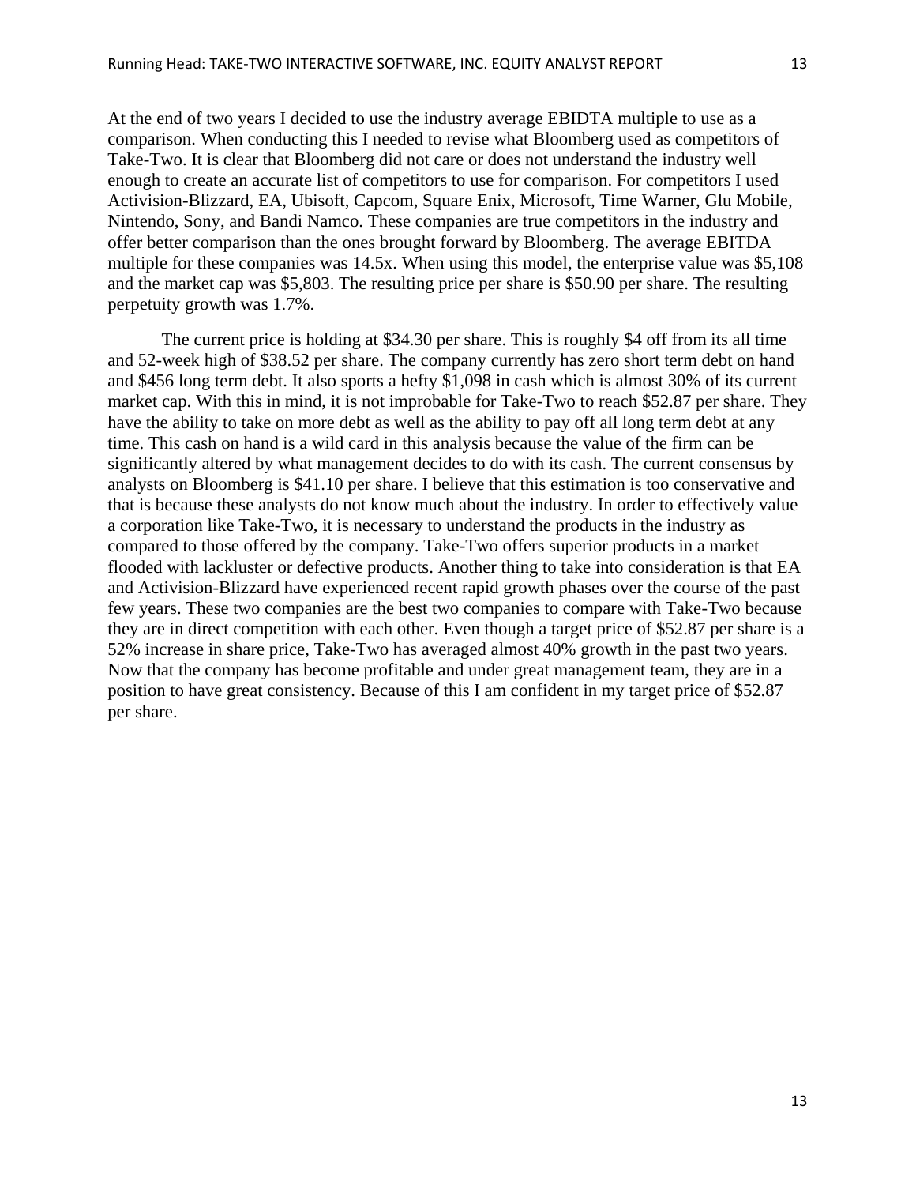At the end of two years I decided to use the industry average EBIDTA multiple to use as a comparison. When conducting this I needed to revise what Bloomberg used as competitors of Take-Two. It is clear that Bloomberg did not care or does not understand the industry well enough to create an accurate list of competitors to use for comparison. For competitors I used Activision-Blizzard, EA, Ubisoft, Capcom, Square Enix, Microsoft, Time Warner, Glu Mobile, Nintendo, Sony, and Bandi Namco. These companies are true competitors in the industry and offer better comparison than the ones brought forward by Bloomberg. The average EBITDA multiple for these companies was 14.5x. When using this model, the enterprise value was $5,108 and the market cap was $5,803. The resulting price per share is $50.90 per share. The resulting perpetuity growth was 1.7%.

The current price is holding at $34.30 per share. This is roughly $4 off from its all time and 52-week high of $38.52 per share. The company currently has zero short term debt on hand and $456 long term debt. It also sports a hefty $1,098 in cash which is almost 30% of its current market cap. With this in mind, it is not improbable for Take-Two to reach $52.87 per share. They have the ability to take on more debt as well as the ability to pay off all long term debt at any time. This cash on hand is a wild card in this analysis because the value of the firm can be significantly altered by what management decides to do with its cash. The current consensus by analysts on Bloomberg is $41.10 per share. I believe that this estimation is too conservative and that is because these analysts do not know much about the industry. In order to effectively value a corporation like Take-Two, it is necessary to understand the products in the industry as compared to those offered by the company. Take-Two offers superior products in a market flooded with lackluster or defective products. Another thing to take into consideration is that EA and Activision-Blizzard have experienced recent rapid growth phases over the course of the past few years. These two companies are the best two companies to compare with Take-Two because they are in direct competition with each other. Even though a target price of $52.87 per share is a 52% increase in share price, Take-Two has averaged almost 40% growth in the past two years. Now that the company has become profitable and under great management team, they are in a position to have great consistency. Because of this I am confident in my target price of $52.87 per share.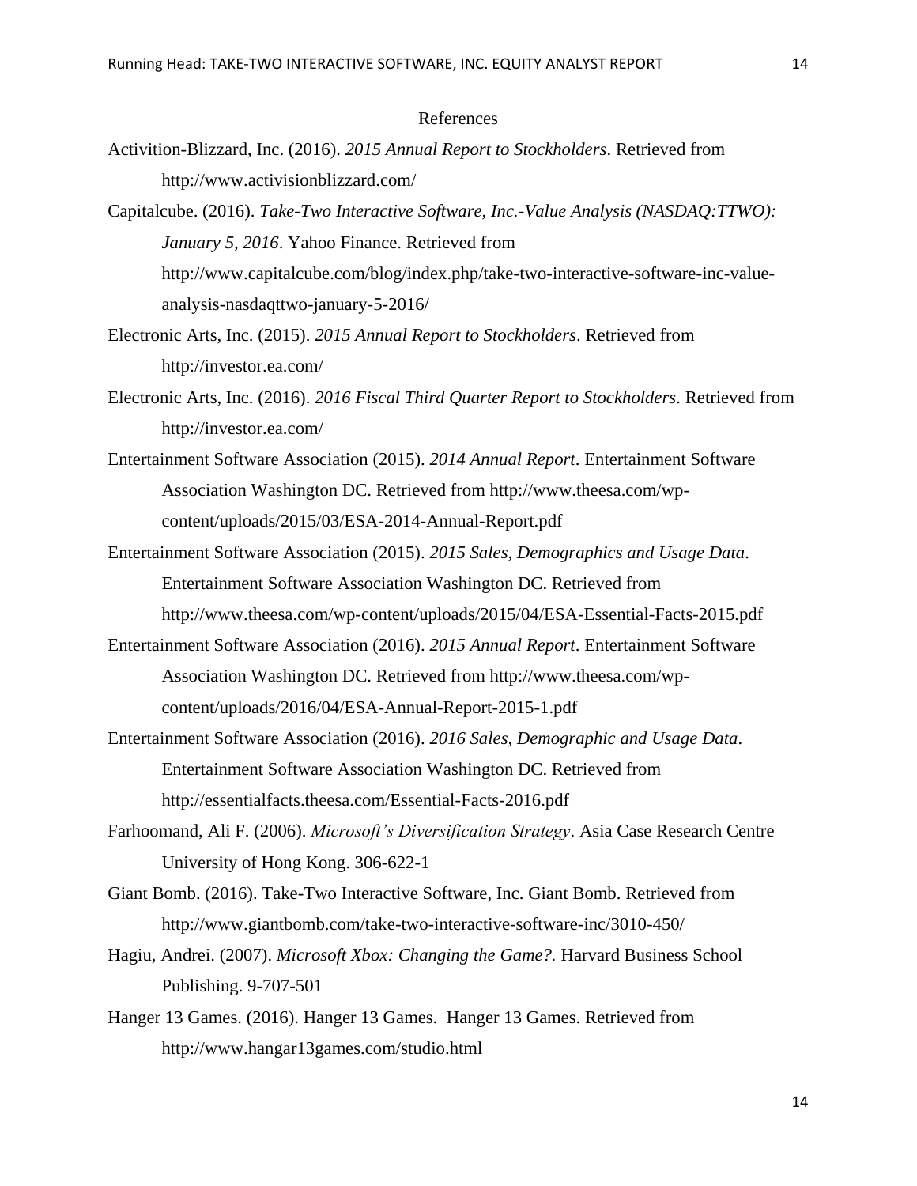## References

Activition-Blizzard, Inc. (2016). *2015 Annual Report to Stockholders*. Retrieved from http://www.activisionblizzard.com/

Capitalcube. (2016). *Take-Two Interactive Software, Inc.-Value Analysis (NASDAQ:TTWO): January 5, 2016*. Yahoo Finance. Retrieved from http://www.capitalcube.com/blog/index.php/take-two-interactive-software-inc-value-analysis-nasdaqttwo-january-5-2016/

Electronic Arts, Inc. (2015). *2015 Annual Report to Stockholders*. Retrieved from http://investor.ea.com/

Electronic Arts, Inc. (2016). *2016 Fiscal Third Quarter Report to Stockholders*. Retrieved from http://investor.ea.com/

Entertainment Software Association (2015). *2014 Annual Report*. Entertainment Software Association Washington DC. Retrieved from http://www.theesa.com/wp-content/uploads/2015/03/ESA-2014-Annual-Report.pdf

Entertainment Software Association (2015). *2015 Sales, Demographics and Usage Data*. Entertainment Software Association Washington DC. Retrieved from http://www.theesa.com/wp-content/uploads/2015/04/ESA-Essential-Facts-2015.pdf

Entertainment Software Association (2016). *2015 Annual Report*. Entertainment Software Association Washington DC. Retrieved from http://www.theesa.com/wp-content/uploads/2016/04/ESA-Annual-Report-2015-1.pdf

Entertainment Software Association (2016). *2016 Sales, Demographic and Usage Data*. Entertainment Software Association Washington DC. Retrieved from http://essentialfacts.theesa.com/Essential-Facts-2016.pdf

Farhoomand, Ali F. (2006). *Microsoft's Diversification Strategy*. Asia Case Research Centre University of Hong Kong. 306-622-1

Giant Bomb. (2016). Take-Two Interactive Software, Inc. Giant Bomb. Retrieved from http://www.giantbomb.com/take-two-interactive-software-inc/3010-450/

Hagiu, Andrei. (2007). *Microsoft Xbox: Changing the Game?.* Harvard Business School Publishing. 9-707-501

Hanger 13 Games. (2016). Hanger 13 Games. Hanger 13 Games. Retrieved from http://www.hangar13games.com/studio.html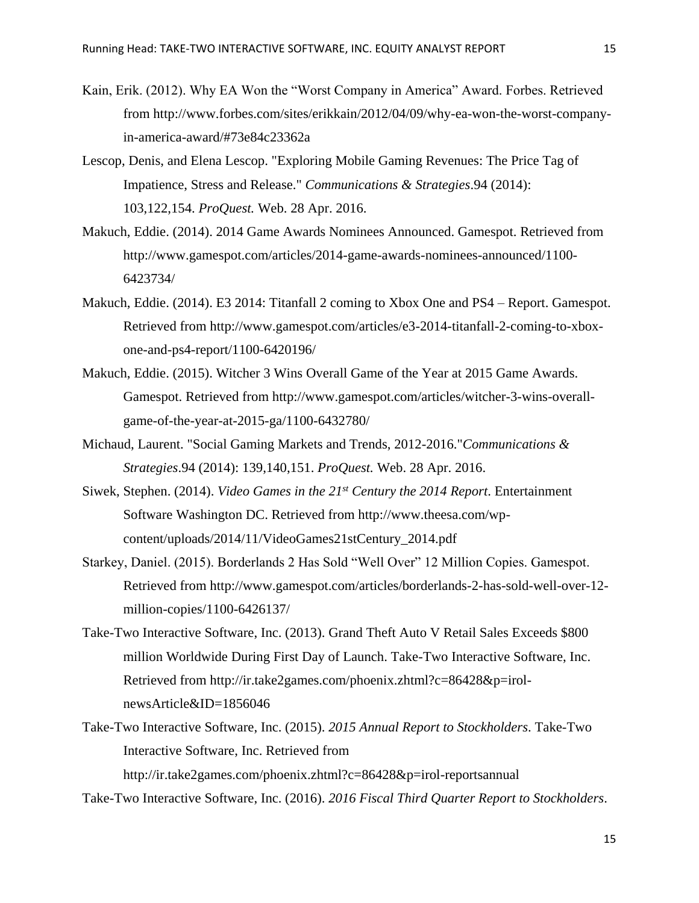Kain, Erik. (2012). Why EA Won the "Worst Company in America" Award. Forbes. Retrieved from http://www.forbes.com/sites/erikkain/2012/04/09/why-ea-won-the-worst-company-in-america-award/#73e84c23362a

Lescop, Denis, and Elena Lescop. "Exploring Mobile Gaming Revenues: The Price Tag of Impatience, Stress and Release." *Communications & Strategies*.94 (2014): 103,122,154. *ProQuest.* Web. 28 Apr. 2016.

Makuch, Eddie. (2014). 2014 Game Awards Nominees Announced. Gamespot. Retrieved from http://www.gamespot.com/articles/2014-game-awards-nominees-announced/1100-6423734/

Makuch, Eddie. (2014). E3 2014: Titanfall 2 coming to Xbox One and PS4 – Report. Gamespot. Retrieved from http://www.gamespot.com/articles/e3-2014-titanfall-2-coming-to-xbox-one-and-ps4-report/1100-6420196/

Makuch, Eddie. (2015). Witcher 3 Wins Overall Game of the Year at 2015 Game Awards. Gamespot. Retrieved from http://www.gamespot.com/articles/witcher-3-wins-overall-game-of-the-year-at-2015-ga/1100-6432780/

Michaud, Laurent. "Social Gaming Markets and Trends, 2012-2016."*Communications & Strategies*.94 (2014): 139,140,151. *ProQuest.* Web. 28 Apr. 2016.

Siwek, Stephen. (2014). *Video Games in the 21st Century the 2014 Report*. Entertainment Software Washington DC. Retrieved from http://www.theesa.com/wp-content/uploads/2014/11/VideoGames21stCentury_2014.pdf

Starkey, Daniel. (2015). Borderlands 2 Has Sold "Well Over" 12 Million Copies. Gamespot. Retrieved from http://www.gamespot.com/articles/borderlands-2-has-sold-well-over-12-million-copies/1100-6426137/

Take-Two Interactive Software, Inc. (2013). Grand Theft Auto V Retail Sales Exceeds $800 million Worldwide During First Day of Launch. Take-Two Interactive Software, Inc. Retrieved from http://ir.take2games.com/phoenix.zhtml?c=86428&p=irol-newsArticle&ID=1856046

Take-Two Interactive Software, Inc. (2015). *2015 Annual Report to Stockholders*. Take-Two Interactive Software, Inc. Retrieved from http://ir.take2games.com/phoenix.zhtml?c=86428&p=irol-reportsannual

Take-Two Interactive Software, Inc. (2016). *2016 Fiscal Third Quarter Report to Stockholders*.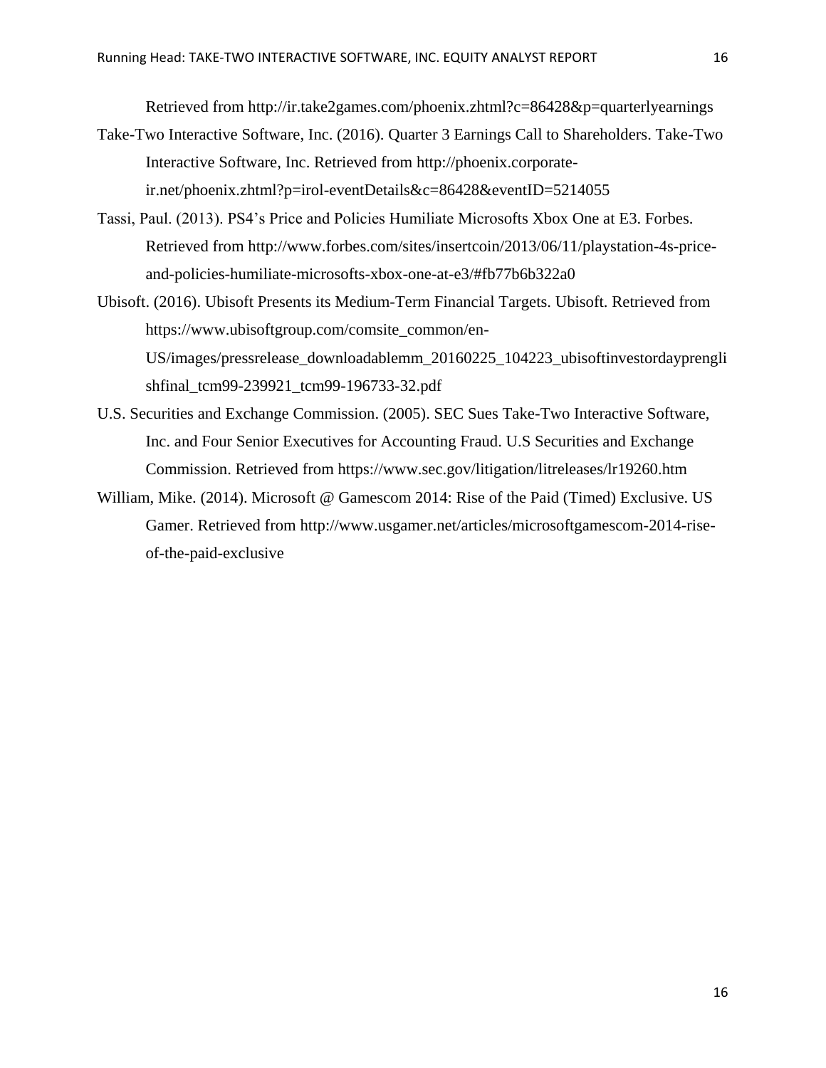Retrieved from http://ir.take2games.com/phoenix.zhtml?c=86428&p=quarterlyearnings

Take-Two Interactive Software, Inc. (2016). Quarter 3 Earnings Call to Shareholders. Take-Two Interactive Software, Inc. Retrieved from http://phoenix.corporate-ir.net/phoenix.zhtml?p=irol-eventDetails&c=86428&eventID=5214055

Tassi, Paul. (2013). PS4's Price and Policies Humiliate Microsofts Xbox One at E3. Forbes. Retrieved from http://www.forbes.com/sites/insertcoin/2013/06/11/playstation-4s-price-and-policies-humiliate-microsofts-xbox-one-at-e3/#fb77b6b322a0

Ubisoft. (2016). Ubisoft Presents its Medium-Term Financial Targets. Ubisoft. Retrieved from https://www.ubisoftgroup.com/comsite_common/en-US/images/pressrelease_downloadablemm_20160225_104223_ubisoftinvestordayprenglishfinal_tcm99-239921_tcm99-196733-32.pdf

U.S. Securities and Exchange Commission. (2005). SEC Sues Take-Two Interactive Software, Inc. and Four Senior Executives for Accounting Fraud. U.S Securities and Exchange Commission. Retrieved from https://www.sec.gov/litigation/litreleases/lr19260.htm

William, Mike. (2014). Microsoft @ Gamescom 2014: Rise of the Paid (Timed) Exclusive. US Gamer. Retrieved from http://www.usgamer.net/articles/microsoftgamescom-2014-rise-of-the-paid-exclusive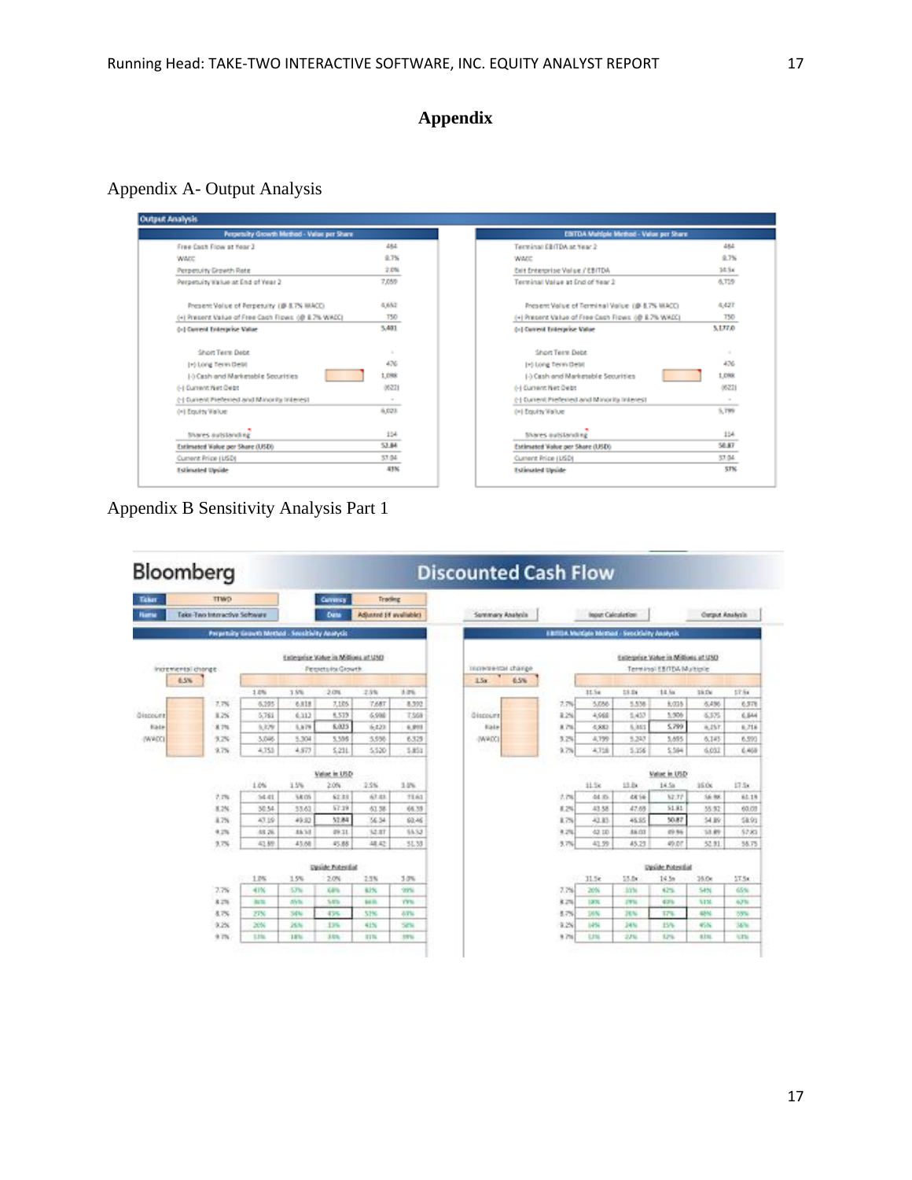# Appendix

## Appendix A- Output Analysis

**Output Analysis**

| Perpetuity Growth Method - Value per Share | |
|---|---|
| Free Cash Flow at Year 2 | 484 |
| WACC | 8.7% |
| Perpetuity Growth Rate | 2.0% |
| Perpetuity Value at End of Year 2 | 7,059 |
| Present Value of Perpetuity (@ 8.7% WACC) | 4,652 |
| (+) Present Value of Free Cash Flows (@ 8.7% WACC) | 750 |
| (=) Current Enterprise Value | 5,401 |
| Short Term Debt | - |
| (+) Long Term Debt | 476 |
| (-) Cash and Marketable Securities | 1,098 |
| (-) Current Net Debt | (622) |
| (-) Current Preferred and Minority Interest | - |
| (=) Equity Value | 6,023 |
| Shares outstanding | 114 |
| **Estimated Value per Share (USD)** | 52.84 |
| Current Price (USD) | 37.04 |
| **Estimated Upside** | 43% |

| EBITDA Multiple Method - Value per Share | |
|---|---|
| Terminal EBITDA at Year 2 | 484 |
| WACC | 8.7% |
| Exit Enterprise Value / EBITDA | 14.5x |
| Terminal Value at End of Year 2 | 6,719 |
| Present Value of Terminal Value (@ 8.7% WACC) | 4,427 |
| (+) Present Value of Free Cash Flows (@ 8.7% WACC) | 750 |
| (=) Current Enterprise Value | 5,177.0 |
| Short Term Debt | - |
| (+) Long Term Debt | 476 |
| (-) Cash and Marketable Securities | 1,098 |
| (-) Current Net Debt | (622) |
| (-) Current Preferred and Minority Interest | - |
| (=) Equity Value | 5,799 |
| Shares outstanding | 114 |
| **Estimated Value per Share (USD)** | 50.87 |
| Current Price (USD) | 37.04 |
| **Estimated Upside** | 37% |

## Appendix B Sensitivity Analysis Part 1

**Bloomberg — Discounted Cash Flow**

Ticker: TTWO | Currency: Trading
Name: Take-Two Interactive Software | Date: Adjusted (if available)

Summary Analysis | Input Calculation | Output Analysis

**Perpetuity Growth Method - Sensitivity Analysis**

Incremental change: 0.5%

Enterprise Value in Millions of USD

| Discount Rate (WACC) \ Perpetuity Growth | 1.0% | 1.5% | 2.0% | 2.5% | 3.0% |
|---|---|---|---|---|---|
| 7.7% | 6,393 | 6,818 | 7,105 | 7,687 | 8,392 |
| 8.2% | 5,761 | 6,112 | 6,519 | 6,986 | 7,569 |
| 8.7% | 5,379 | 5,679 | 6,023 | 6,423 | 6,893 |
| 9.2% | 5,046 | 5,304 | 5,595 | 5,596 | 6,329 |
| 9.7% | 4,753 | 4,977 | 5,231 | 5,520 | 5,851 |

Value in USD

| Discount Rate (WACC) \ Perpetuity Growth | 1.0% | 1.5% | 2.0% | 2.5% | 3.0% |
|---|---|---|---|---|---|
| 7.7% | 54.41 | 58.05 | 62.33 | 67.43 | 73.61 |
| 8.2% | 50.54 | 53.61 | 57.19 | 61.38 | 66.39 |
| 8.7% | 47.19 | 49.82 | 52.84 | 56.34 | 60.46 |
| 9.2% | 44.26 | 46.53 | 49.11 | 52.07 | 55.52 |
| 9.7% | 41.69 | 43.66 | 45.88 | 48.42 | 51.33 |

Upside Potential

| Discount Rate (WACC) \ Perpetuity Growth | 1.0% | 1.5% | 2.0% | 2.5% | 3.0% |
|---|---|---|---|---|---|
| 7.7% | 47% | 57% | 68% | 82% | 99% |
| 8.2% | 36% | 45% | 54% | 66% | 79% |
| 8.7% | 27% | 34% | 43% | 52% | 63% |
| 9.2% | 20% | 26% | 33% | 41% | 50% |
| 9.7% | 13% | 18% | 24% | 31% | 39% |

**EBITDA Multiple Method - Sensitivity Analysis**

Incremental change: 1.5x, 0.5%

Enterprise Value in Millions of USD

| Discount Rate (WACC) \ Terminal EBITDA Multiple | 11.5x | 13.0x | 14.5x | 16.0x | 17.5x |
|---|---|---|---|---|---|
| 7.7% | 5,056 | 5,536 | 6,016 | 6,496 | 6,976 |
| 8.2% | 4,968 | 5,437 | 5,906 | 6,375 | 6,844 |
| 8.7% | 4,882 | 5,341 | 5,799 | 6,257 | 6,716 |
| 9.2% | 4,799 | 5,247 | 5,695 | 6,143 | 6,591 |
| 9.7% | 4,718 | 5,156 | 5,594 | 6,032 | 6,469 |

Value in USD

| Discount Rate (WACC) \ Terminal EBITDA Multiple | 11.5x | 13.0x | 14.5x | 16.0x | 17.5x |
|---|---|---|---|---|---|
| 7.7% | 44.35 | 48.56 | 52.77 | 56.98 | 61.19 |
| 8.2% | 43.58 | 47.69 | 51.81 | 55.92 | 60.03 |
| 8.7% | 42.83 | 46.85 | 50.87 | 54.89 | 58.91 |
| 9.2% | 42.10 | 46.03 | 49.96 | 53.89 | 57.81 |
| 9.7% | 41.39 | 45.23 | 49.07 | 52.91 | 56.75 |

Upside Potential

| Discount Rate (WACC) \ Terminal EBITDA Multiple | 11.5x | 13.0x | 14.5x | 16.0x | 17.5x |
|---|---|---|---|---|---|
| 7.7% | 20% | 31% | 42% | 54% | 65% |
| 8.2% | 18% | 29% | 40% | 51% | 62% |
| 8.7% | 16% | 26% | 37% | 48% | 59% |
| 9.2% | 14% | 24% | 35% | 45% | 56% |
| 9.7% | 12% | 22% | 32% | 43% | 53% |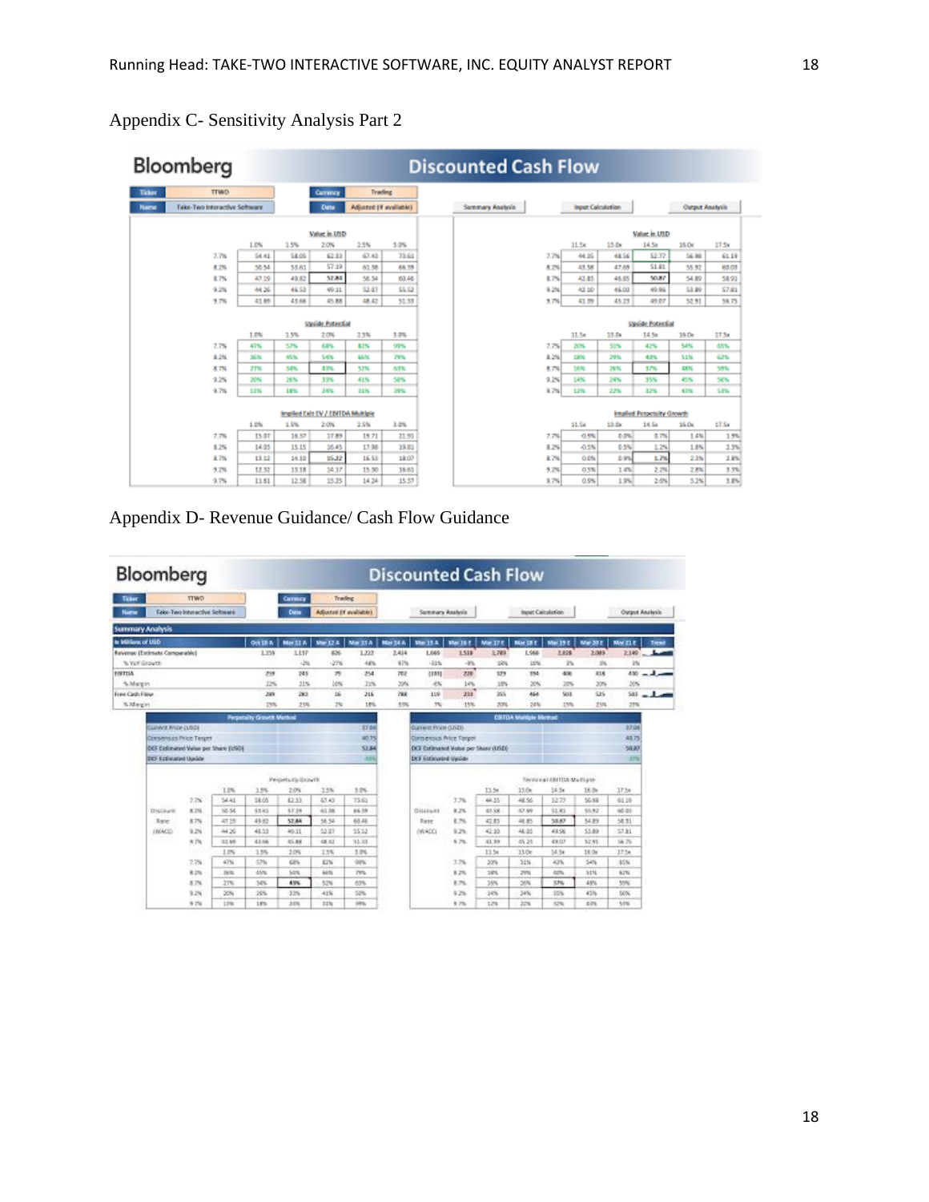## Appendix C- Sensitivity Analysis Part 2

**Bloomberg — Discounted Cash Flow**

Ticker: TTWO | Currency: Trading
Name: Take-Two Interactive Software | Data: Adjusted (if available)

Summary Analysis | Input Calculation | Output Analysis

**Value in USD**

| | 1.0% | 1.5% | 2.0% | 2.5% | 3.0% |
|---|---|---|---|---|---|
| 7.7% | 54.41 | 58.05 | 62.33 | 67.43 | 73.61 |
| 8.2% | 50.54 | 53.63 | 57.19 | 61.38 | 66.39 |
| 8.7% | 47.19 | 49.82 | 52.84 | 56.34 | 60.46 |
| 9.2% | 44.26 | 46.53 | 49.11 | 52.07 | 55.52 |
| 9.7% | 41.69 | 43.66 | 45.88 | 48.42 | 51.33 |

**Upside Potential**

| | 1.0% | 1.5% | 2.0% | 2.5% | 3.0% |
|---|---|---|---|---|---|
| 7.7% | 47% | 57% | 68% | 82% | 99% |
| 8.2% | 36% | 45% | 54% | 66% | 79% |
| 8.7% | 27% | 34% | 43% | 52% | 63% |
| 9.2% | 20% | 26% | 33% | 41% | 50% |
| 9.7% | 13% | 18% | 24% | 31% | 39% |

**Implied Exit EV / EBITDA Multiple**

| | 1.0% | 1.5% | 2.0% | 2.5% | 3.0% |
|---|---|---|---|---|---|
| 7.7% | 15.07 | 16.37 | 17.89 | 19.71 | 21.93 |
| 8.2% | 14.03 | 15.15 | 16.45 | 17.98 | 19.81 |
| 8.7% | 13.12 | 14.10 | 15.22 | 16.53 | 18.07 |
| 9.2% | 12.32 | 13.18 | 14.17 | 15.30 | 16.63 |
| 9.7% | 11.61 | 12.38 | 13.25 | 14.24 | 15.37 |

**Value in USD**

| | 11.5x | 13.0x | 14.5x | 16.0x | 17.5x |
|---|---|---|---|---|---|
| 7.7% | 44.35 | 48.56 | 52.77 | 56.98 | 61.19 |
| 8.2% | 43.58 | 47.69 | 51.81 | 55.92 | 60.03 |
| 8.7% | 42.83 | 46.85 | 50.87 | 54.89 | 58.91 |
| 9.2% | 42.10 | 46.03 | 49.96 | 53.89 | 57.81 |
| 9.7% | 41.39 | 45.23 | 49.07 | 52.91 | 56.75 |

**Upside Potential**

| | 11.5x | 13.0x | 14.5x | 16.0x | 17.5x |
|---|---|---|---|---|---|
| 7.7% | 20% | 31% | 42% | 54% | 65% |
| 8.2% | 18% | 29% | 40% | 51% | 62% |
| 8.7% | 16% | 26% | 37% | 48% | 59% |
| 9.2% | 14% | 24% | 35% | 45% | 56% |
| 9.7% | 12% | 22% | 32% | 43% | 53% |

**Implied Perpetuity Growth**

| | 11.5x | 13.0x | 14.5x | 16.0x | 17.5x |
|---|---|---|---|---|---|
| 7.7% | -0.9% | 0.0% | 0.7% | 1.4% | 1.9% |
| 8.2% | -0.5% | 0.5% | 1.2% | 1.8% | 2.3% |
| 8.7% | 0.0% | 0.9% | 1.7% | 2.3% | 2.8% |
| 9.2% | 0.5% | 1.4% | 2.2% | 2.8% | 3.3% |
| 9.7% | 0.9% | 1.9% | 2.6% | 3.2% | 3.8% |

## Appendix D- Revenue Guidance/ Cash Flow Guidance

**Bloomberg — Discounted Cash Flow**

Ticker: TTWO | Currency: Trading
Name: Take-Two Interactive Software | Data: Adjusted (if available)

Summary Analysis | Input Calculation | Output Analysis

**Summary Analysis**

| In Millions of USD | Oct 10 A | Mar 11 A | Mar 12 A | Mar 13 A | Mar 14 A | Mar 15 A | Mar 16 E | Mar 17 E | Mar 18 E | Mar 19 E | Mar 20 E | Mar 21 E | Trend |
|---|---|---|---|---|---|---|---|---|---|---|---|---|---|
| Revenue (Estimate Comparable) | 1,159 | 1,137 | 826 | 1,222 | 2,414 | 1,669 | 1,518 | 1,789 | 1,968 | 1,828 | 2,089 | 2,149 | |
| % YoY Growth | | -2% | -27% | 48% | 97% | -31% | -9% | 18% | 10% | 3% | 3% | 3% | |
| EBITDA | 259 | 245 | 79 | 254 | 702 | (101) | 220 | 329 | 394 | 406 | 418 | 430 | |
| % Margin | 22% | 21% | 10% | 21% | 29% | -6% | 14% | 18% | 20% | 20% | 20% | 20% | |
| Free Cash Flow | 289 | 283 | 16 | 216 | 788 | 119 | 233 | 355 | 464 | 501 | 525 | 503 | |
| % Margin | 25% | 25% | 2% | 18% | 33% | 7% | 15% | 20% | 24% | 25% | 25% | 23% | |

**Perpetuity Growth Method**

| | |
|---|---|
| Current Price (USD) | 37.04 |
| Consensus Price Target | 40.75 |
| DCF Estimated Value per Share (USD) | 52.84 |
| DCF Estimated Upside | 43% |

Perpetuity Growth

| Discount Rate (WACC) | 1.0% | 1.5% | 2.0% | 2.5% | 3.0% |
|---|---|---|---|---|---|
| 7.7% | 54.41 | 58.05 | 62.33 | 67.43 | 73.61 |
| 8.2% | 50.54 | 53.63 | 57.19 | 61.38 | 66.39 |
| 8.7% | 47.19 | 49.82 | 52.84 | 56.34 | 60.46 |
| 9.2% | 44.26 | 46.53 | 49.11 | 52.07 | 55.52 |
| 9.7% | 41.69 | 43.66 | 45.88 | 48.42 | 51.33 |

| | 1.0% | 1.5% | 2.0% | 2.5% | 3.0% |
|---|---|---|---|---|---|
| 7.7% | 47% | 57% | 68% | 82% | 99% |
| 8.2% | 36% | 45% | 54% | 66% | 79% |
| 8.7% | 27% | 34% | 43% | 52% | 63% |
| 9.2% | 20% | 26% | 33% | 41% | 50% |
| 9.7% | 13% | 18% | 24% | 31% | 39% |

**EBITDA Multiple Method**

| | |
|---|---|
| Current Price (USD) | 37.04 |
| Consensus Price Target | 40.75 |
| DCF Estimated Value per Share (USD) | 50.87 |
| DCF Estimated Upside | 37% |

Terminal EBITDA Multiple

| Discount Rate (WACC) | 11.5x | 13.0x | 14.5x | 16.0x | 17.5x |
|---|---|---|---|---|---|
| 7.7% | 44.35 | 48.56 | 52.77 | 56.98 | 61.19 |
| 8.2% | 43.58 | 47.69 | 51.81 | 55.92 | 60.03 |
| 8.7% | 42.83 | 46.85 | 50.87 | 54.89 | 58.91 |
| 9.2% | 42.10 | 46.03 | 49.96 | 53.89 | 57.81 |
| 9.7% | 41.39 | 45.23 | 49.07 | 52.91 | 56.75 |

| | 11.5x | 13.0x | 14.5x | 16.0x | 17.5x |
|---|---|---|---|---|---|
| 7.7% | 20% | 31% | 42% | 54% | 65% |
| 8.2% | 18% | 29% | 40% | 51% | 62% |
| 8.7% | 16% | 26% | 37% | 48% | 59% |
| 9.2% | 14% | 24% | 35% | 45% | 56% |
| 9.7% | 12% | 22% | 32% | 43% | 53% |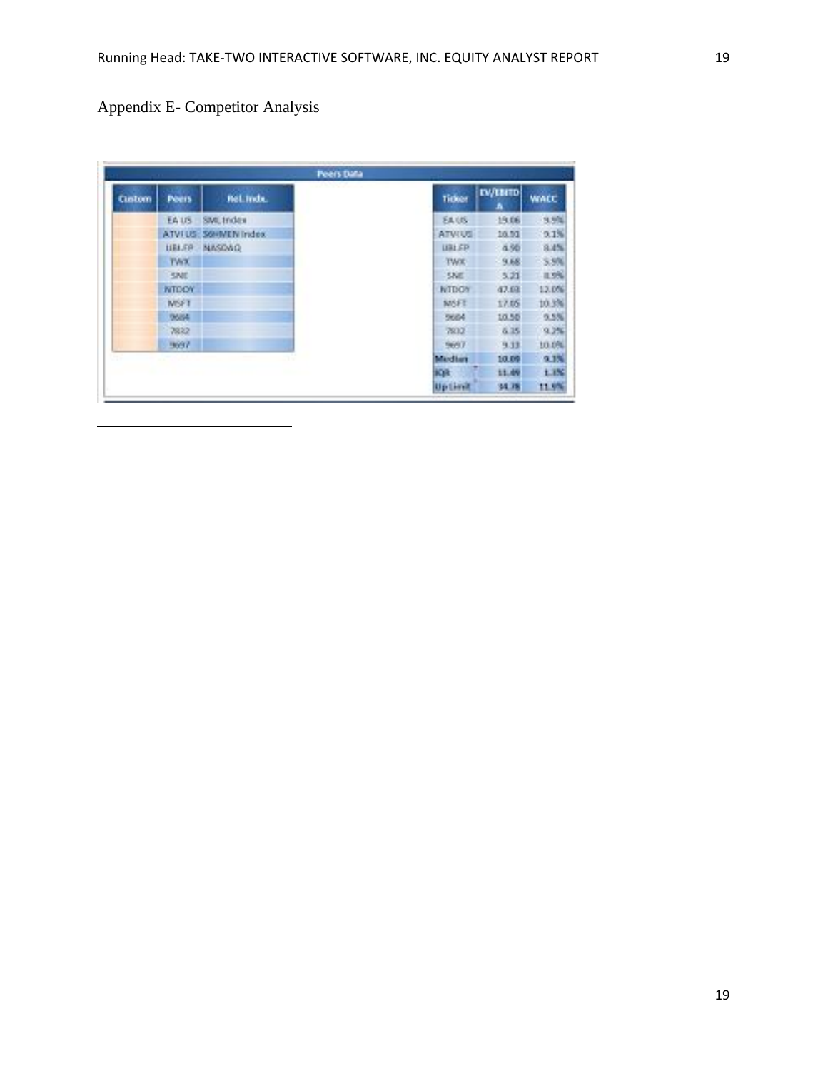## Appendix E- Competitor Analysis

Peers Data

| Custom | Peers | Rel. Indx. |
| --- | --- | --- |
| | EA US | SML Index |
| | ATVI US | S5HMEN Index |
| | UBI FP | NASDAQ |
| | TWX | |
| | SNE | |
| | NTDOY | |
| | MSFT | |
| | 9684 | |
| | 7832 | |
| | 9697 | |

| Ticker | EV/EBITDA | WACC |
| --- | --- | --- |
| EA US | 19.06 | 9.9% |
| ATVI US | 16.91 | 9.1% |
| UBI FP | 4.90 | 8.4% |
| TWX | 9.68 | 5.9% |
| SNE | 5.21 | 8.9% |
| NTDOY | 47.03 | 12.0% |
| MSFT | 17.05 | 10.3% |
| 9684 | 10.50 | 9.5% |
| 7832 | 6.35 | 9.2% |
| 9697 | 9.13 | 10.0% |
| **Median** | **10.09** | **9.3%** |
| **IQR** | **11.49** | **1.1%** |
| **Up Limit** | **34.78** | **11.9%** |